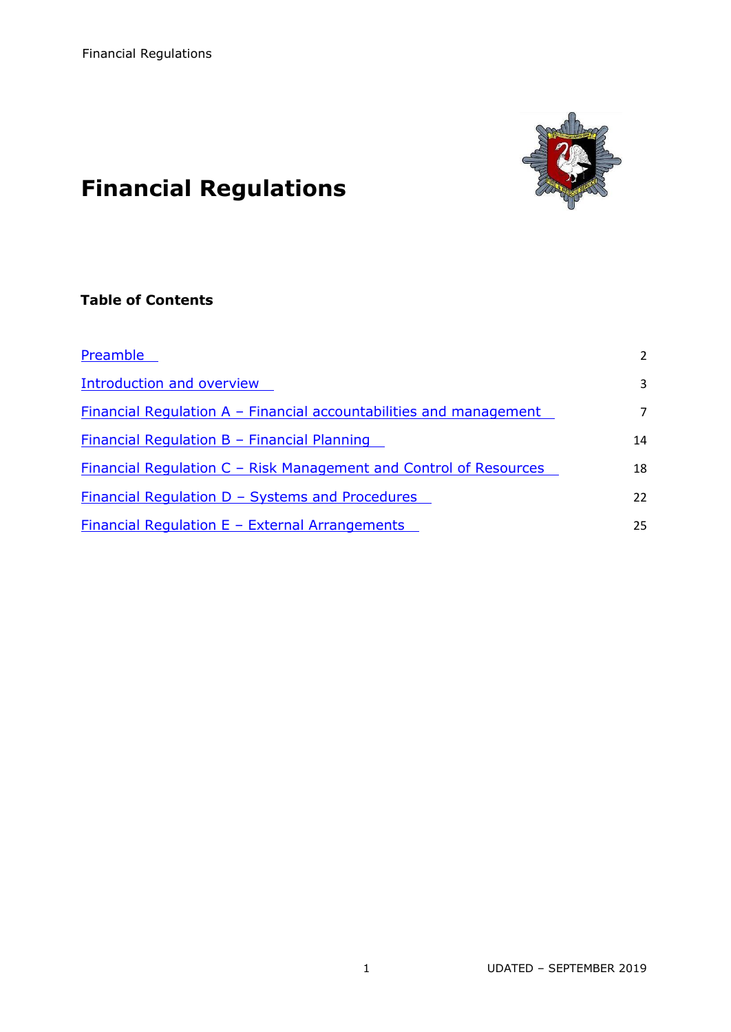# Financial Regulations

**Table of Contents**

| | |
|---|---|
| Preamble | 2 |
| Introduction and overview | 3 |
| Financial Regulation A – Financial accountabilities and management | 7 |
| Financial Regulation B – Financial Planning | 14 |
| Financial Regulation C – Risk Management and Control of Resources | 18 |
| Financial Regulation D – Systems and Procedures | 22 |
| Financial Regulation E – External Arrangements | 25 |

UDATED – SEPTEMBER 2019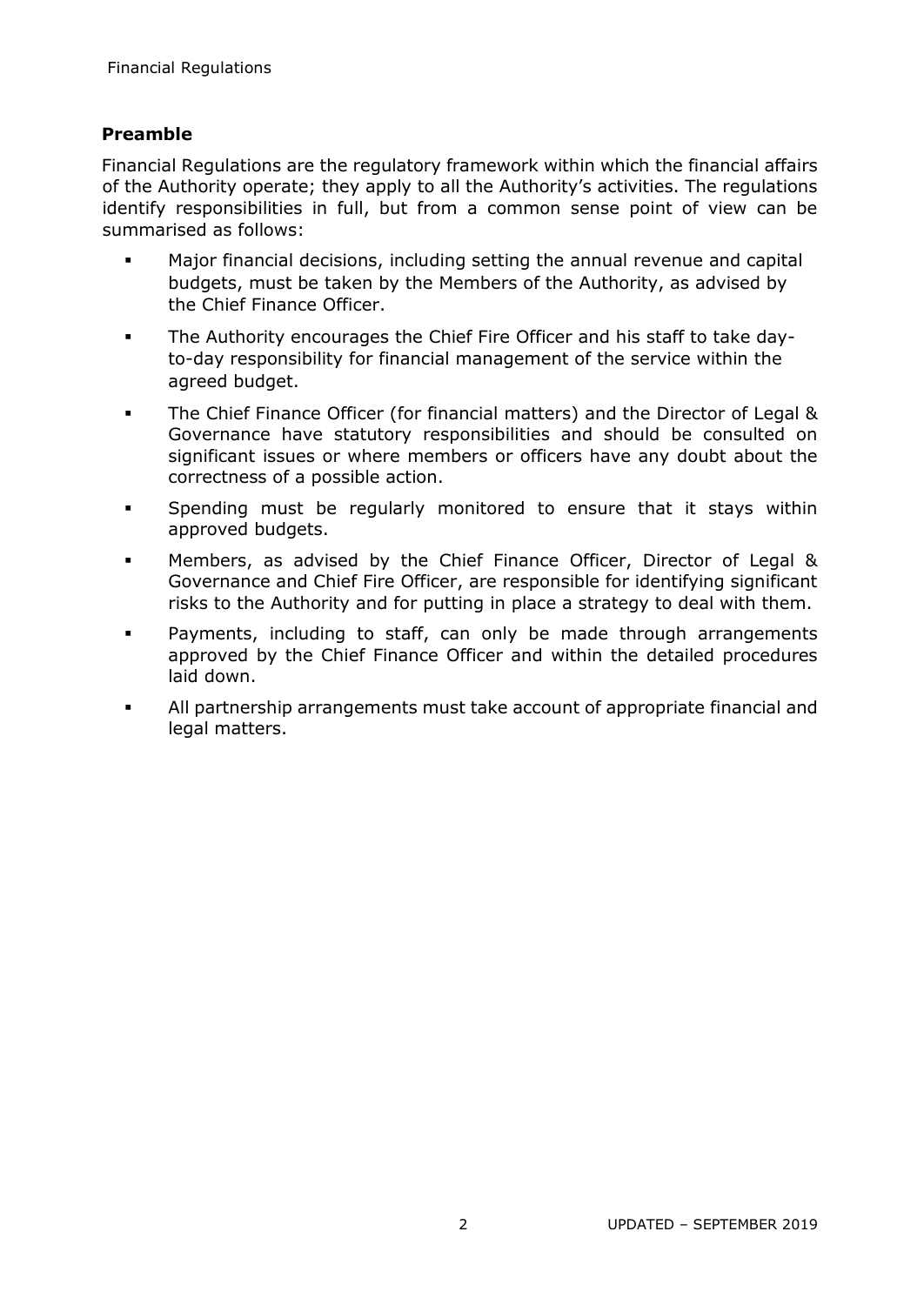## Preamble

Financial Regulations are the regulatory framework within which the financial affairs of the Authority operate; they apply to all the Authority's activities. The regulations identify responsibilities in full, but from a common sense point of view can be summarised as follows:

- Major financial decisions, including setting the annual revenue and capital budgets, must be taken by the Members of the Authority, as advised by the Chief Finance Officer.
- The Authority encourages the Chief Fire Officer and his staff to take day-to-day responsibility for financial management of the service within the agreed budget.
- The Chief Finance Officer (for financial matters) and the Director of Legal & Governance have statutory responsibilities and should be consulted on significant issues or where members or officers have any doubt about the correctness of a possible action.
- Spending must be regularly monitored to ensure that it stays within approved budgets.
- Members, as advised by the Chief Finance Officer, Director of Legal & Governance and Chief Fire Officer, are responsible for identifying significant risks to the Authority and for putting in place a strategy to deal with them.
- Payments, including to staff, can only be made through arrangements approved by the Chief Finance Officer and within the detailed procedures laid down.
- All partnership arrangements must take account of appropriate financial and legal matters.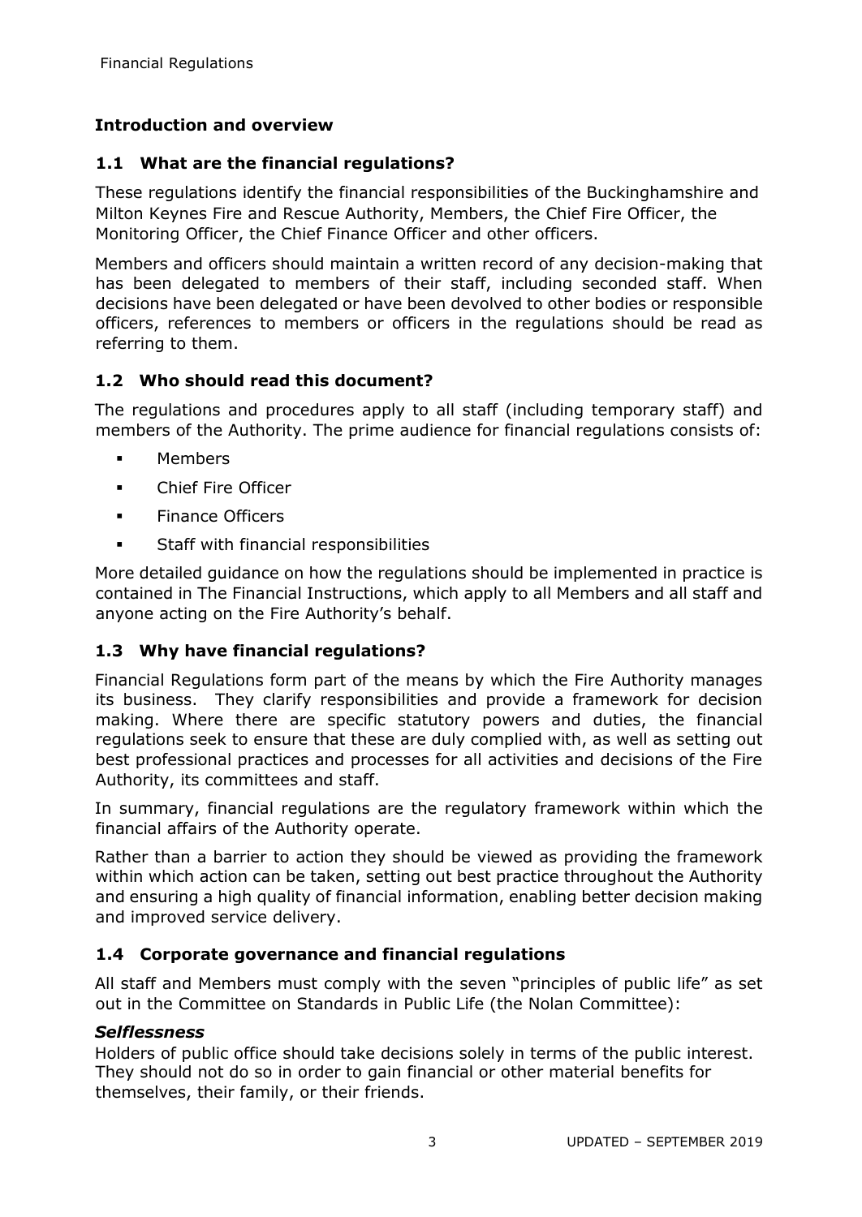## Introduction and overview

### 1.1 What are the financial regulations?

These regulations identify the financial responsibilities of the Buckinghamshire and Milton Keynes Fire and Rescue Authority, Members, the Chief Fire Officer, the Monitoring Officer, the Chief Finance Officer and other officers.

Members and officers should maintain a written record of any decision-making that has been delegated to members of their staff, including seconded staff. When decisions have been delegated or have been devolved to other bodies or responsible officers, references to members or officers in the regulations should be read as referring to them.

### 1.2 Who should read this document?

The regulations and procedures apply to all staff (including temporary staff) and members of the Authority. The prime audience for financial regulations consists of:

- Members
- Chief Fire Officer
- Finance Officers
- Staff with financial responsibilities

More detailed guidance on how the regulations should be implemented in practice is contained in The Financial Instructions, which apply to all Members and all staff and anyone acting on the Fire Authority's behalf.

### 1.3 Why have financial regulations?

Financial Regulations form part of the means by which the Fire Authority manages its business. They clarify responsibilities and provide a framework for decision making. Where there are specific statutory powers and duties, the financial regulations seek to ensure that these are duly complied with, as well as setting out best professional practices and processes for all activities and decisions of the Fire Authority, its committees and staff.

In summary, financial regulations are the regulatory framework within which the financial affairs of the Authority operate.

Rather than a barrier to action they should be viewed as providing the framework within which action can be taken, setting out best practice throughout the Authority and ensuring a high quality of financial information, enabling better decision making and improved service delivery.

### 1.4 Corporate governance and financial regulations

All staff and Members must comply with the seven "principles of public life" as set out in the Committee on Standards in Public Life (the Nolan Committee):

***Selflessness***
Holders of public office should take decisions solely in terms of the public interest. They should not do so in order to gain financial or other material benefits for themselves, their family, or their friends.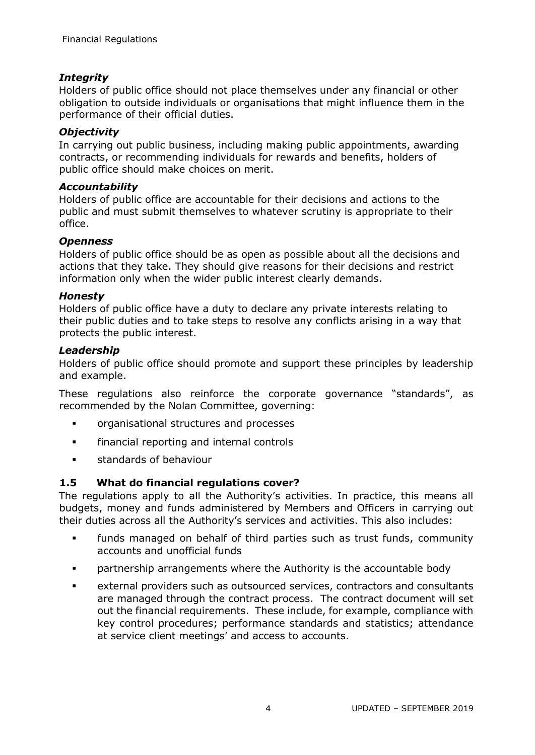***Integrity***

Holders of public office should not place themselves under any financial or other obligation to outside individuals or organisations that might influence them in the performance of their official duties.

***Objectivity***

In carrying out public business, including making public appointments, awarding contracts, or recommending individuals for rewards and benefits, holders of public office should make choices on merit.

***Accountability***

Holders of public office are accountable for their decisions and actions to the public and must submit themselves to whatever scrutiny is appropriate to their office.

***Openness***

Holders of public office should be as open as possible about all the decisions and actions that they take. They should give reasons for their decisions and restrict information only when the wider public interest clearly demands.

***Honesty***

Holders of public office have a duty to declare any private interests relating to their public duties and to take steps to resolve any conflicts arising in a way that protects the public interest.

***Leadership***

Holders of public office should promote and support these principles by leadership and example.

These regulations also reinforce the corporate governance "standards", as recommended by the Nolan Committee, governing:

- organisational structures and processes
- financial reporting and internal controls
- standards of behaviour

### 1.5 What do financial regulations cover?

The regulations apply to all the Authority's activities. In practice, this means all budgets, money and funds administered by Members and Officers in carrying out their duties across all the Authority's services and activities. This also includes:

- funds managed on behalf of third parties such as trust funds, community accounts and unofficial funds
- partnership arrangements where the Authority is the accountable body
- external providers such as outsourced services, contractors and consultants are managed through the contract process. The contract document will set out the financial requirements. These include, for example, compliance with key control procedures; performance standards and statistics; attendance at service client meetings' and access to accounts.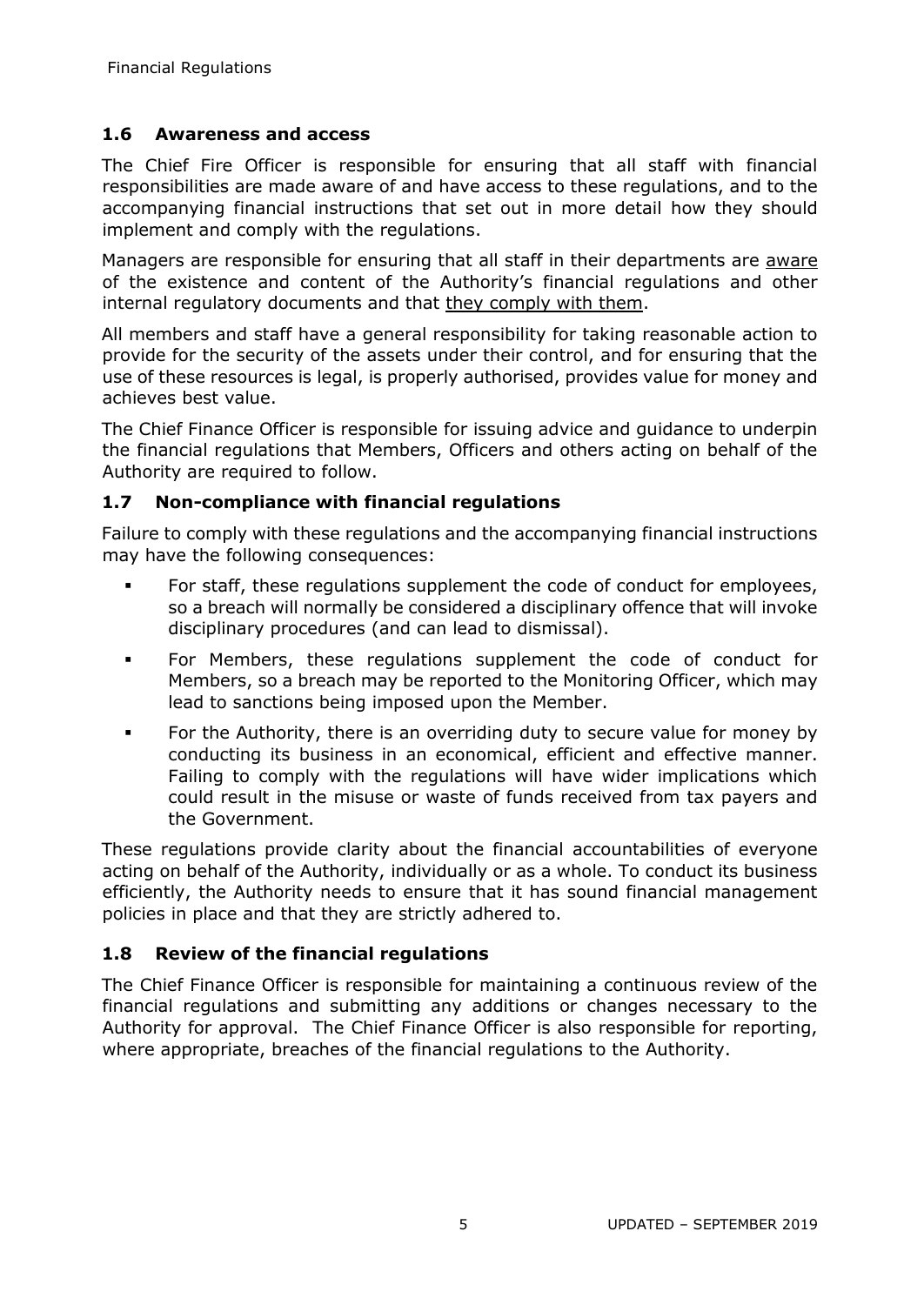## 1.6 Awareness and access

The Chief Fire Officer is responsible for ensuring that all staff with financial responsibilities are made aware of and have access to these regulations, and to the accompanying financial instructions that set out in more detail how they should implement and comply with the regulations.

Managers are responsible for ensuring that all staff in their departments are <u>aware</u> of the existence and content of the Authority's financial regulations and other internal regulatory documents and that <u>they comply with them</u>.

All members and staff have a general responsibility for taking reasonable action to provide for the security of the assets under their control, and for ensuring that the use of these resources is legal, is properly authorised, provides value for money and achieves best value.

The Chief Finance Officer is responsible for issuing advice and guidance to underpin the financial regulations that Members, Officers and others acting on behalf of the Authority are required to follow.

## 1.7 Non-compliance with financial regulations

Failure to comply with these regulations and the accompanying financial instructions may have the following consequences:

- For staff, these regulations supplement the code of conduct for employees, so a breach will normally be considered a disciplinary offence that will invoke disciplinary procedures (and can lead to dismissal).
- For Members, these regulations supplement the code of conduct for Members, so a breach may be reported to the Monitoring Officer, which may lead to sanctions being imposed upon the Member.
- For the Authority, there is an overriding duty to secure value for money by conducting its business in an economical, efficient and effective manner. Failing to comply with the regulations will have wider implications which could result in the misuse or waste of funds received from tax payers and the Government.

These regulations provide clarity about the financial accountabilities of everyone acting on behalf of the Authority, individually or as a whole. To conduct its business efficiently, the Authority needs to ensure that it has sound financial management policies in place and that they are strictly adhered to.

## 1.8 Review of the financial regulations

The Chief Finance Officer is responsible for maintaining a continuous review of the financial regulations and submitting any additions or changes necessary to the Authority for approval. The Chief Finance Officer is also responsible for reporting, where appropriate, breaches of the financial regulations to the Authority.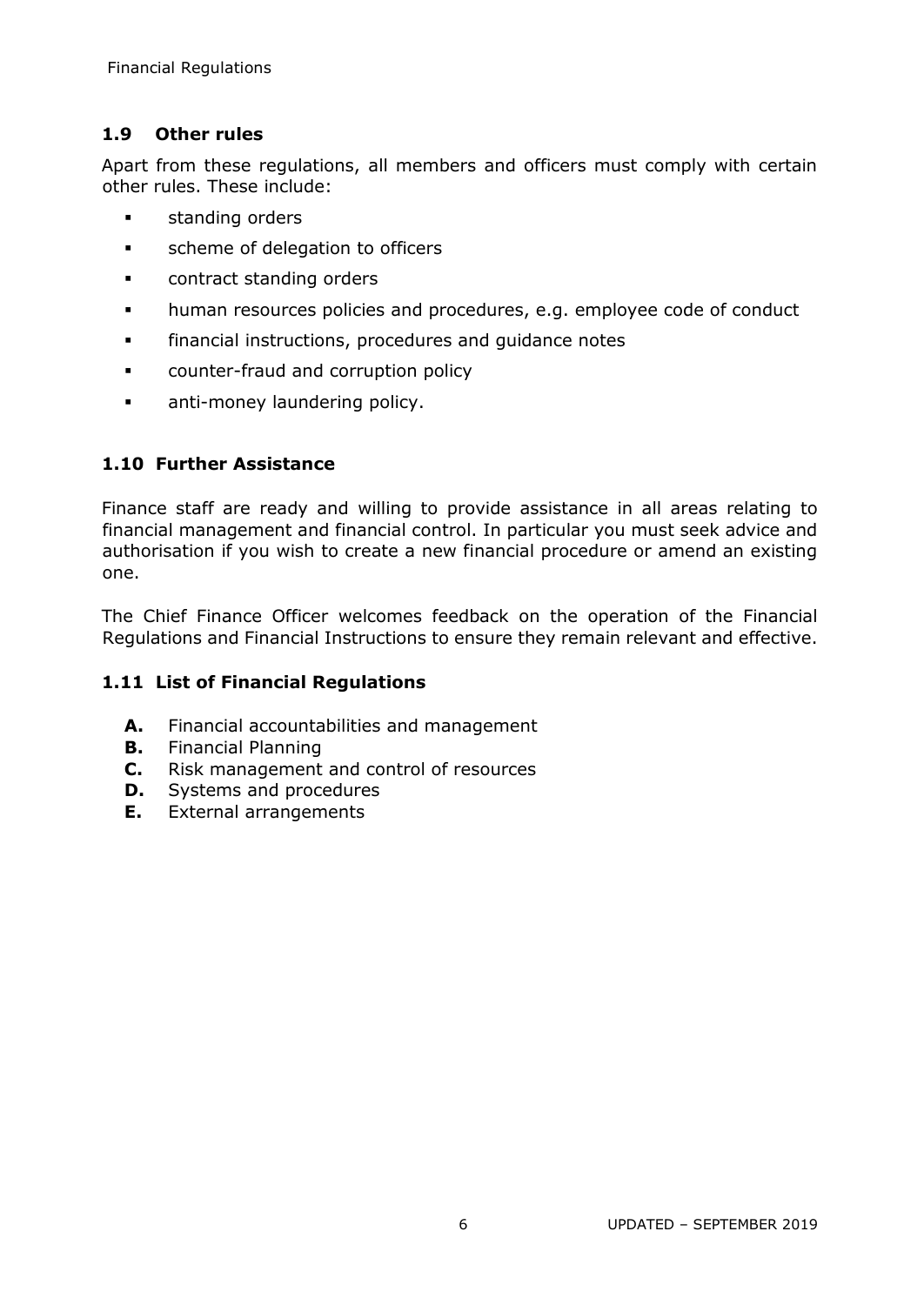### 1.9 Other rules

Apart from these regulations, all members and officers must comply with certain other rules. These include:

- standing orders
- scheme of delegation to officers
- contract standing orders
- human resources policies and procedures, e.g. employee code of conduct
- financial instructions, procedures and guidance notes
- counter-fraud and corruption policy
- anti-money laundering policy.

### 1.10 Further Assistance

Finance staff are ready and willing to provide assistance in all areas relating to financial management and financial control. In particular you must seek advice and authorisation if you wish to create a new financial procedure or amend an existing one.

The Chief Finance Officer welcomes feedback on the operation of the Financial Regulations and Financial Instructions to ensure they remain relevant and effective.

### 1.11 List of Financial Regulations

- **A.** Financial accountabilities and management
- **B.** Financial Planning
- **C.** Risk management and control of resources
- **D.** Systems and procedures
- **E.** External arrangements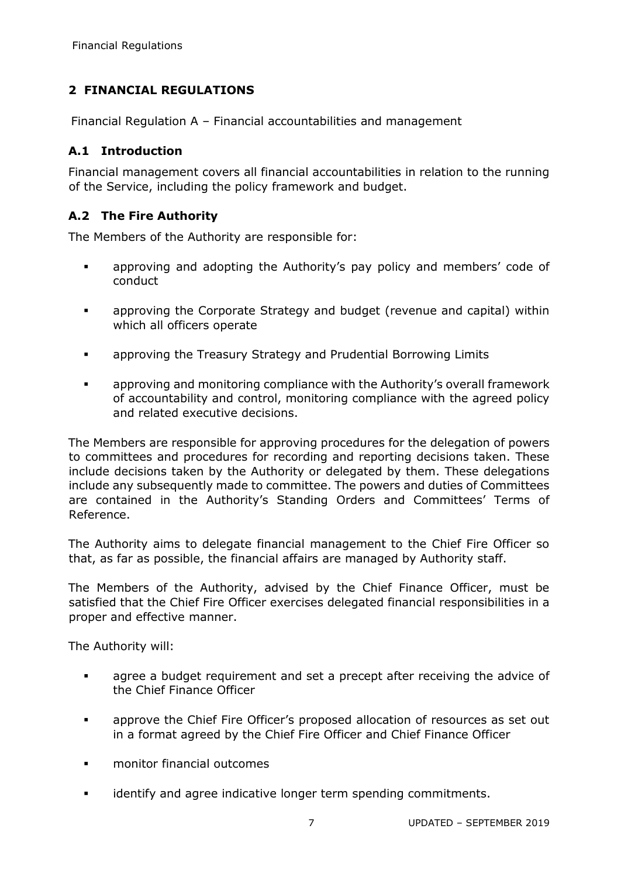## 2 FINANCIAL REGULATIONS

Financial Regulation A – Financial accountabilities and management

### A.1 Introduction

Financial management covers all financial accountabilities in relation to the running of the Service, including the policy framework and budget.

### A.2 The Fire Authority

The Members of the Authority are responsible for:

- approving and adopting the Authority's pay policy and members' code of conduct
- approving the Corporate Strategy and budget (revenue and capital) within which all officers operate
- approving the Treasury Strategy and Prudential Borrowing Limits
- approving and monitoring compliance with the Authority's overall framework of accountability and control, monitoring compliance with the agreed policy and related executive decisions.

The Members are responsible for approving procedures for the delegation of powers to committees and procedures for recording and reporting decisions taken. These include decisions taken by the Authority or delegated by them. These delegations include any subsequently made to committee. The powers and duties of Committees are contained in the Authority's Standing Orders and Committees' Terms of Reference.

The Authority aims to delegate financial management to the Chief Fire Officer so that, as far as possible, the financial affairs are managed by Authority staff.

The Members of the Authority, advised by the Chief Finance Officer, must be satisfied that the Chief Fire Officer exercises delegated financial responsibilities in a proper and effective manner.

The Authority will:

- agree a budget requirement and set a precept after receiving the advice of the Chief Finance Officer
- approve the Chief Fire Officer's proposed allocation of resources as set out in a format agreed by the Chief Fire Officer and Chief Finance Officer
- monitor financial outcomes
- identify and agree indicative longer term spending commitments.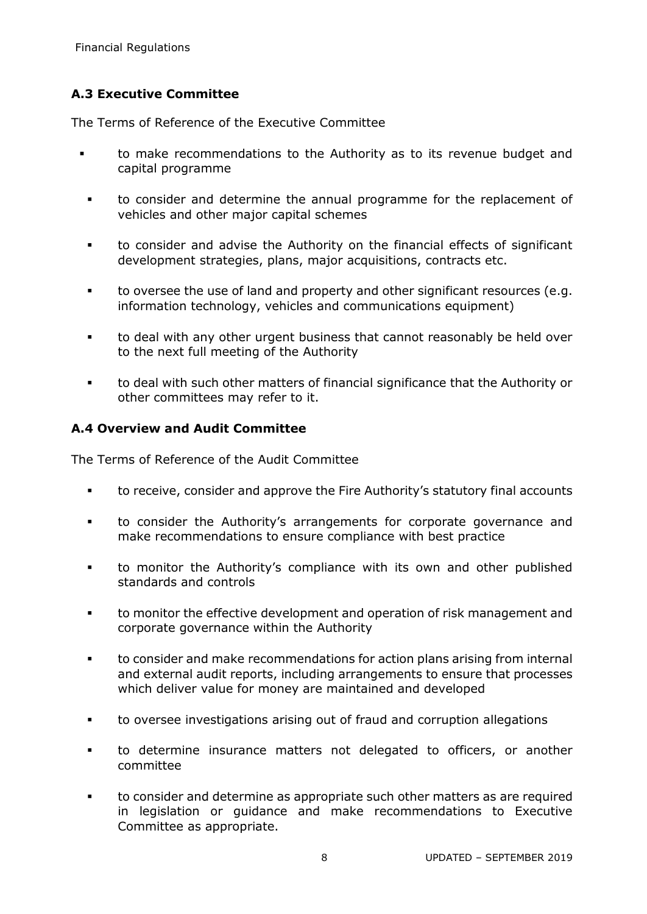### A.3 Executive Committee

The Terms of Reference of the Executive Committee

- to make recommendations to the Authority as to its revenue budget and capital programme
- to consider and determine the annual programme for the replacement of vehicles and other major capital schemes
- to consider and advise the Authority on the financial effects of significant development strategies, plans, major acquisitions, contracts etc.
- to oversee the use of land and property and other significant resources (e.g. information technology, vehicles and communications equipment)
- to deal with any other urgent business that cannot reasonably be held over to the next full meeting of the Authority
- to deal with such other matters of financial significance that the Authority or other committees may refer to it.

### A.4 Overview and Audit Committee

The Terms of Reference of the Audit Committee

- to receive, consider and approve the Fire Authority's statutory final accounts
- to consider the Authority's arrangements for corporate governance and make recommendations to ensure compliance with best practice
- to monitor the Authority's compliance with its own and other published standards and controls
- to monitor the effective development and operation of risk management and corporate governance within the Authority
- to consider and make recommendations for action plans arising from internal and external audit reports, including arrangements to ensure that processes which deliver value for money are maintained and developed
- to oversee investigations arising out of fraud and corruption allegations
- to determine insurance matters not delegated to officers, or another committee
- to consider and determine as appropriate such other matters as are required in legislation or guidance and make recommendations to Executive Committee as appropriate.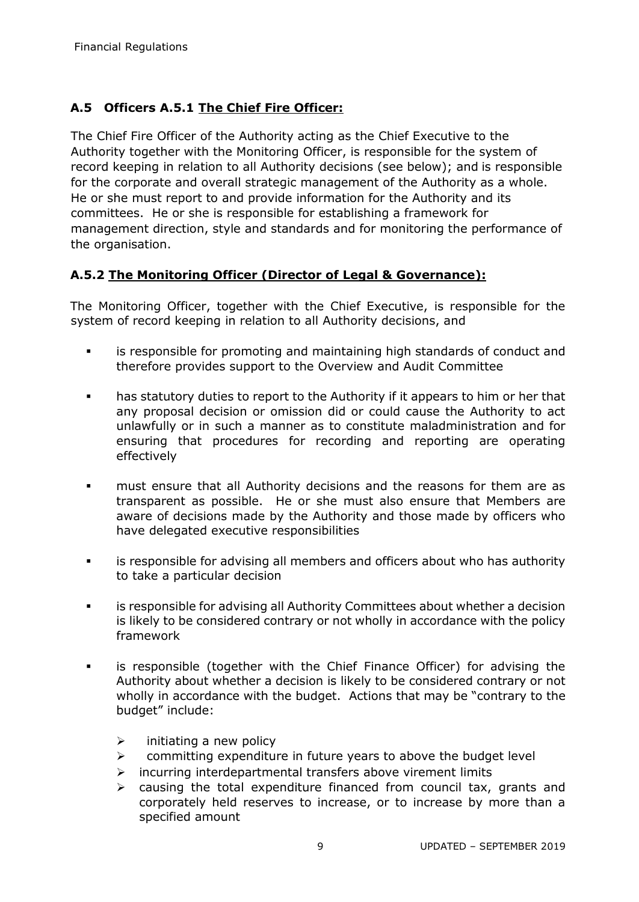### A.5 Officers A.5.1 <u>The Chief Fire Officer:</u>

The Chief Fire Officer of the Authority acting as the Chief Executive to the Authority together with the Monitoring Officer, is responsible for the system of record keeping in relation to all Authority decisions (see below); and is responsible for the corporate and overall strategic management of the Authority as a whole. He or she must report to and provide information for the Authority and its committees. He or she is responsible for establishing a framework for management direction, style and standards and for monitoring the performance of the organisation.

### A.5.2 <u>The Monitoring Officer (Director of Legal & Governance):</u>

The Monitoring Officer, together with the Chief Executive, is responsible for the system of record keeping in relation to all Authority decisions, and

- is responsible for promoting and maintaining high standards of conduct and therefore provides support to the Overview and Audit Committee
- has statutory duties to report to the Authority if it appears to him or her that any proposal decision or omission did or could cause the Authority to act unlawfully or in such a manner as to constitute maladministration and for ensuring that procedures for recording and reporting are operating effectively
- must ensure that all Authority decisions and the reasons for them are as transparent as possible. He or she must also ensure that Members are aware of decisions made by the Authority and those made by officers who have delegated executive responsibilities
- is responsible for advising all members and officers about who has authority to take a particular decision
- is responsible for advising all Authority Committees about whether a decision is likely to be considered contrary or not wholly in accordance with the policy framework
- is responsible (together with the Chief Finance Officer) for advising the Authority about whether a decision is likely to be considered contrary or not wholly in accordance with the budget. Actions that may be "contrary to the budget" include:
  - initiating a new policy
  - committing expenditure in future years to above the budget level
  - incurring interdepartmental transfers above virement limits
  - causing the total expenditure financed from council tax, grants and corporately held reserves to increase, or to increase by more than a specified amount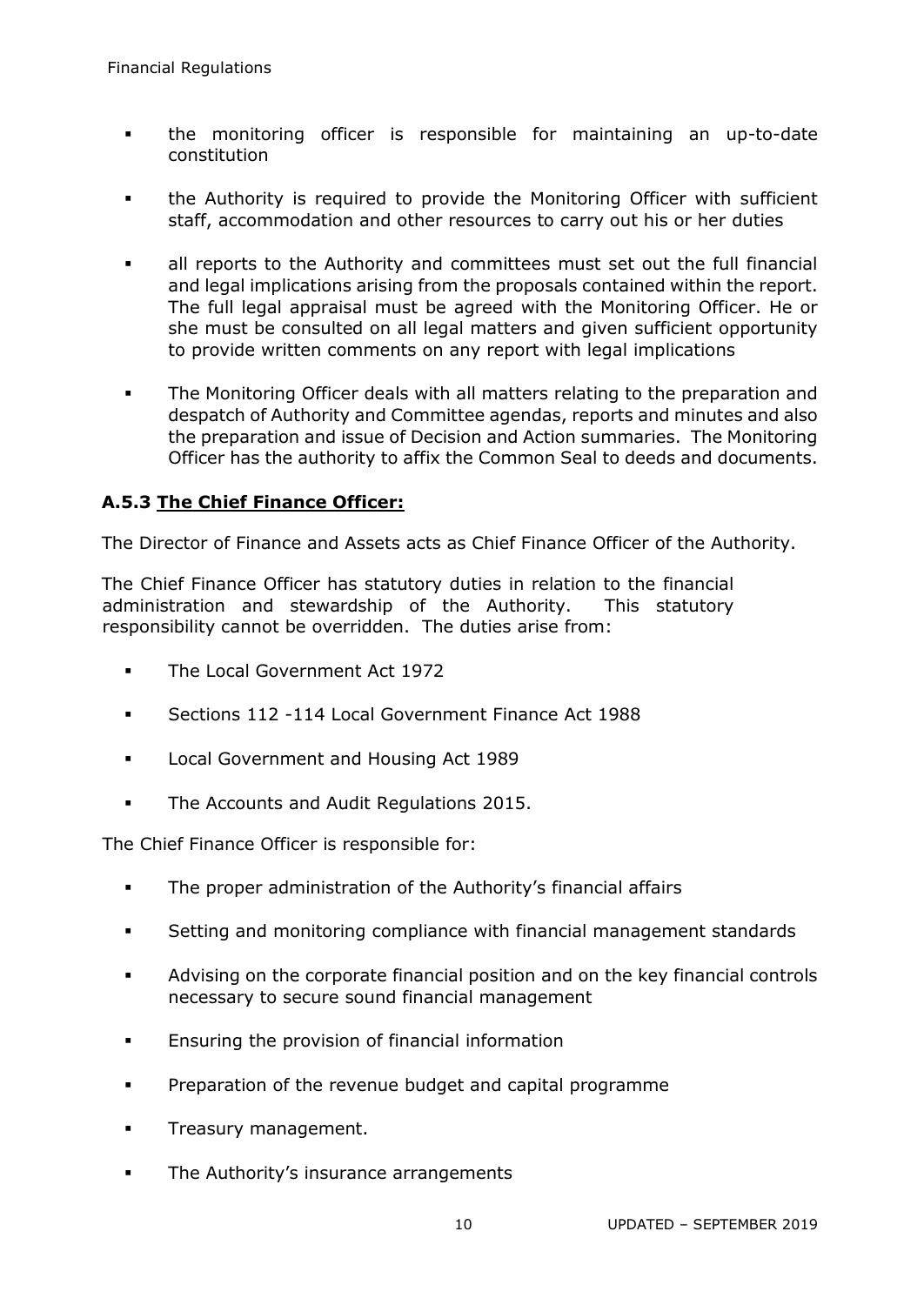- the monitoring officer is responsible for maintaining an up-to-date constitution
- the Authority is required to provide the Monitoring Officer with sufficient staff, accommodation and other resources to carry out his or her duties
- all reports to the Authority and committees must set out the full financial and legal implications arising from the proposals contained within the report. The full legal appraisal must be agreed with the Monitoring Officer. He or she must be consulted on all legal matters and given sufficient opportunity to provide written comments on any report with legal implications
- The Monitoring Officer deals with all matters relating to the preparation and despatch of Authority and Committee agendas, reports and minutes and also the preparation and issue of Decision and Action summaries. The Monitoring Officer has the authority to affix the Common Seal to deeds and documents.

### A.5.3 The Chief Finance Officer:

The Director of Finance and Assets acts as Chief Finance Officer of the Authority.

The Chief Finance Officer has statutory duties in relation to the financial administration and stewardship of the Authority. This statutory responsibility cannot be overridden. The duties arise from:

- The Local Government Act 1972
- Sections 112 -114 Local Government Finance Act 1988
- Local Government and Housing Act 1989
- The Accounts and Audit Regulations 2015.

The Chief Finance Officer is responsible for:

- The proper administration of the Authority's financial affairs
- Setting and monitoring compliance with financial management standards
- Advising on the corporate financial position and on the key financial controls necessary to secure sound financial management
- Ensuring the provision of financial information
- Preparation of the revenue budget and capital programme
- Treasury management.
- The Authority's insurance arrangements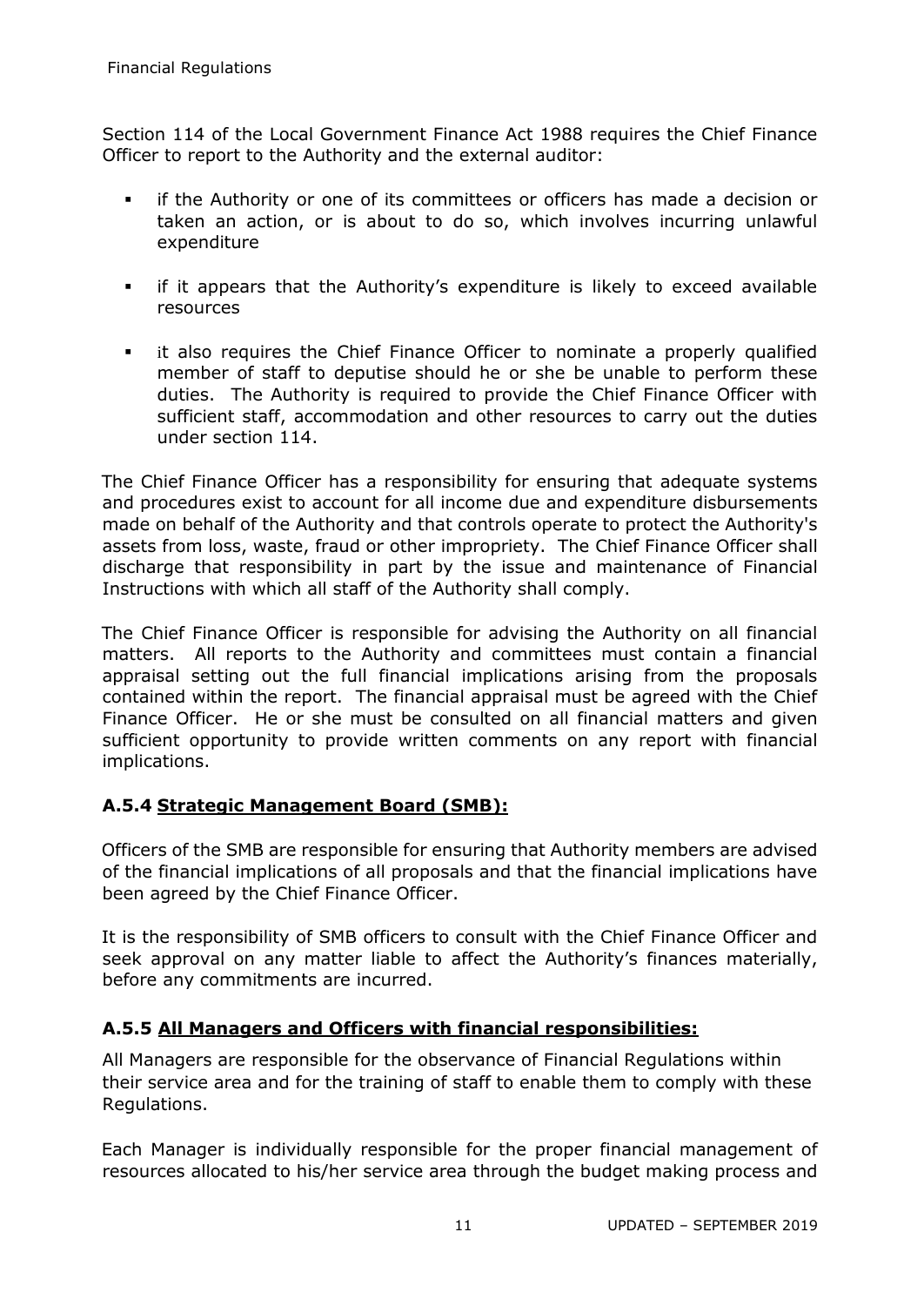Section 114 of the Local Government Finance Act 1988 requires the Chief Finance Officer to report to the Authority and the external auditor:

- if the Authority or one of its committees or officers has made a decision or taken an action, or is about to do so, which involves incurring unlawful expenditure
- if it appears that the Authority's expenditure is likely to exceed available resources
- it also requires the Chief Finance Officer to nominate a properly qualified member of staff to deputise should he or she be unable to perform these duties. The Authority is required to provide the Chief Finance Officer with sufficient staff, accommodation and other resources to carry out the duties under section 114.

The Chief Finance Officer has a responsibility for ensuring that adequate systems and procedures exist to account for all income due and expenditure disbursements made on behalf of the Authority and that controls operate to protect the Authority's assets from loss, waste, fraud or other impropriety. The Chief Finance Officer shall discharge that responsibility in part by the issue and maintenance of Financial Instructions with which all staff of the Authority shall comply.

The Chief Finance Officer is responsible for advising the Authority on all financial matters. All reports to the Authority and committees must contain a financial appraisal setting out the full financial implications arising from the proposals contained within the report. The financial appraisal must be agreed with the Chief Finance Officer. He or she must be consulted on all financial matters and given sufficient opportunity to provide written comments on any report with financial implications.

### A.5.4 Strategic Management Board (SMB):

Officers of the SMB are responsible for ensuring that Authority members are advised of the financial implications of all proposals and that the financial implications have been agreed by the Chief Finance Officer.

It is the responsibility of SMB officers to consult with the Chief Finance Officer and seek approval on any matter liable to affect the Authority's finances materially, before any commitments are incurred.

### A.5.5 All Managers and Officers with financial responsibilities:

All Managers are responsible for the observance of Financial Regulations within their service area and for the training of staff to enable them to comply with these Regulations.

Each Manager is individually responsible for the proper financial management of resources allocated to his/her service area through the budget making process and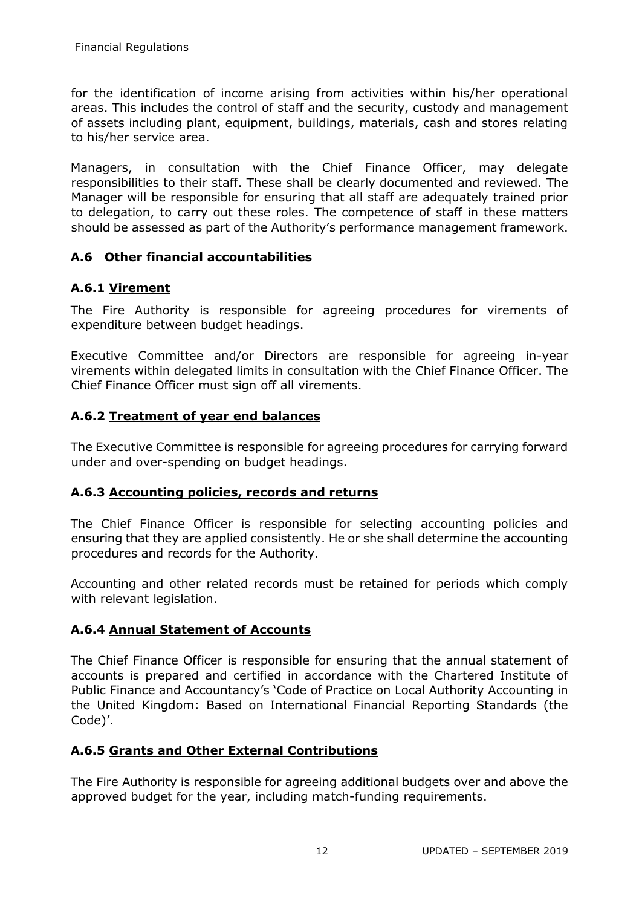for the identification of income arising from activities within his/her operational areas. This includes the control of staff and the security, custody and management of assets including plant, equipment, buildings, materials, cash and stores relating to his/her service area.

Managers, in consultation with the Chief Finance Officer, may delegate responsibilities to their staff. These shall be clearly documented and reviewed. The Manager will be responsible for ensuring that all staff are adequately trained prior to delegation, to carry out these roles. The competence of staff in these matters should be assessed as part of the Authority's performance management framework.

## A.6 Other financial accountabilities

### A.6.1 Virement

The Fire Authority is responsible for agreeing procedures for virements of expenditure between budget headings.

Executive Committee and/or Directors are responsible for agreeing in-year virements within delegated limits in consultation with the Chief Finance Officer. The Chief Finance Officer must sign off all virements.

### A.6.2 Treatment of year end balances

The Executive Committee is responsible for agreeing procedures for carrying forward under and over-spending on budget headings.

### A.6.3 Accounting policies, records and returns

The Chief Finance Officer is responsible for selecting accounting policies and ensuring that they are applied consistently. He or she shall determine the accounting procedures and records for the Authority.

Accounting and other related records must be retained for periods which comply with relevant legislation.

### A.6.4 Annual Statement of Accounts

The Chief Finance Officer is responsible for ensuring that the annual statement of accounts is prepared and certified in accordance with the Chartered Institute of Public Finance and Accountancy's 'Code of Practice on Local Authority Accounting in the United Kingdom: Based on International Financial Reporting Standards (the Code)'.

### A.6.5 Grants and Other External Contributions

The Fire Authority is responsible for agreeing additional budgets over and above the approved budget for the year, including match-funding requirements.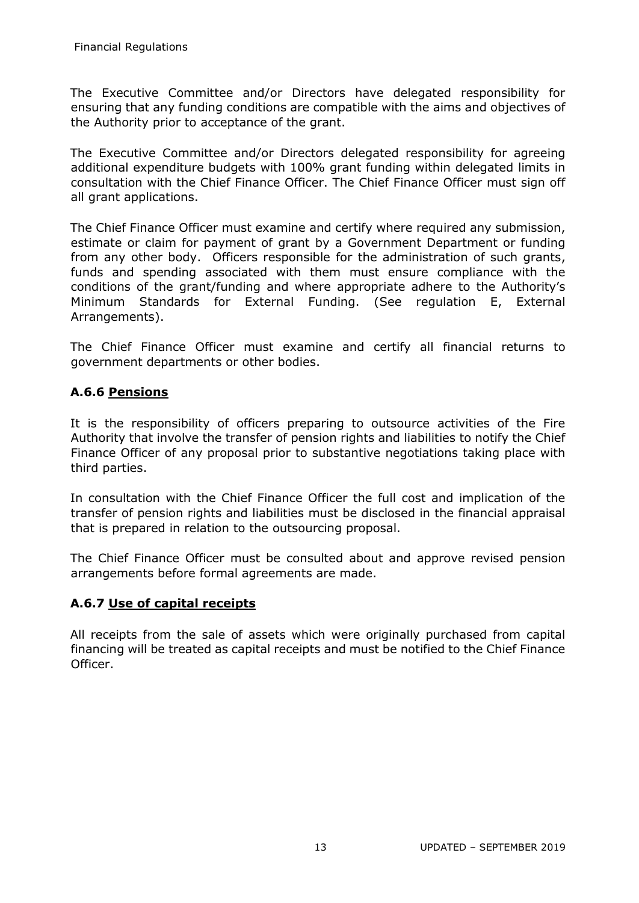The Executive Committee and/or Directors have delegated responsibility for ensuring that any funding conditions are compatible with the aims and objectives of the Authority prior to acceptance of the grant.

The Executive Committee and/or Directors delegated responsibility for agreeing additional expenditure budgets with 100% grant funding within delegated limits in consultation with the Chief Finance Officer. The Chief Finance Officer must sign off all grant applications.

The Chief Finance Officer must examine and certify where required any submission, estimate or claim for payment of grant by a Government Department or funding from any other body. Officers responsible for the administration of such grants, funds and spending associated with them must ensure compliance with the conditions of the grant/funding and where appropriate adhere to the Authority's Minimum Standards for External Funding. (See regulation E, External Arrangements).

The Chief Finance Officer must examine and certify all financial returns to government departments or other bodies.

### A.6.6 Pensions

It is the responsibility of officers preparing to outsource activities of the Fire Authority that involve the transfer of pension rights and liabilities to notify the Chief Finance Officer of any proposal prior to substantive negotiations taking place with third parties.

In consultation with the Chief Finance Officer the full cost and implication of the transfer of pension rights and liabilities must be disclosed in the financial appraisal that is prepared in relation to the outsourcing proposal.

The Chief Finance Officer must be consulted about and approve revised pension arrangements before formal agreements are made.

### A.6.7 Use of capital receipts

All receipts from the sale of assets which were originally purchased from capital financing will be treated as capital receipts and must be notified to the Chief Finance Officer.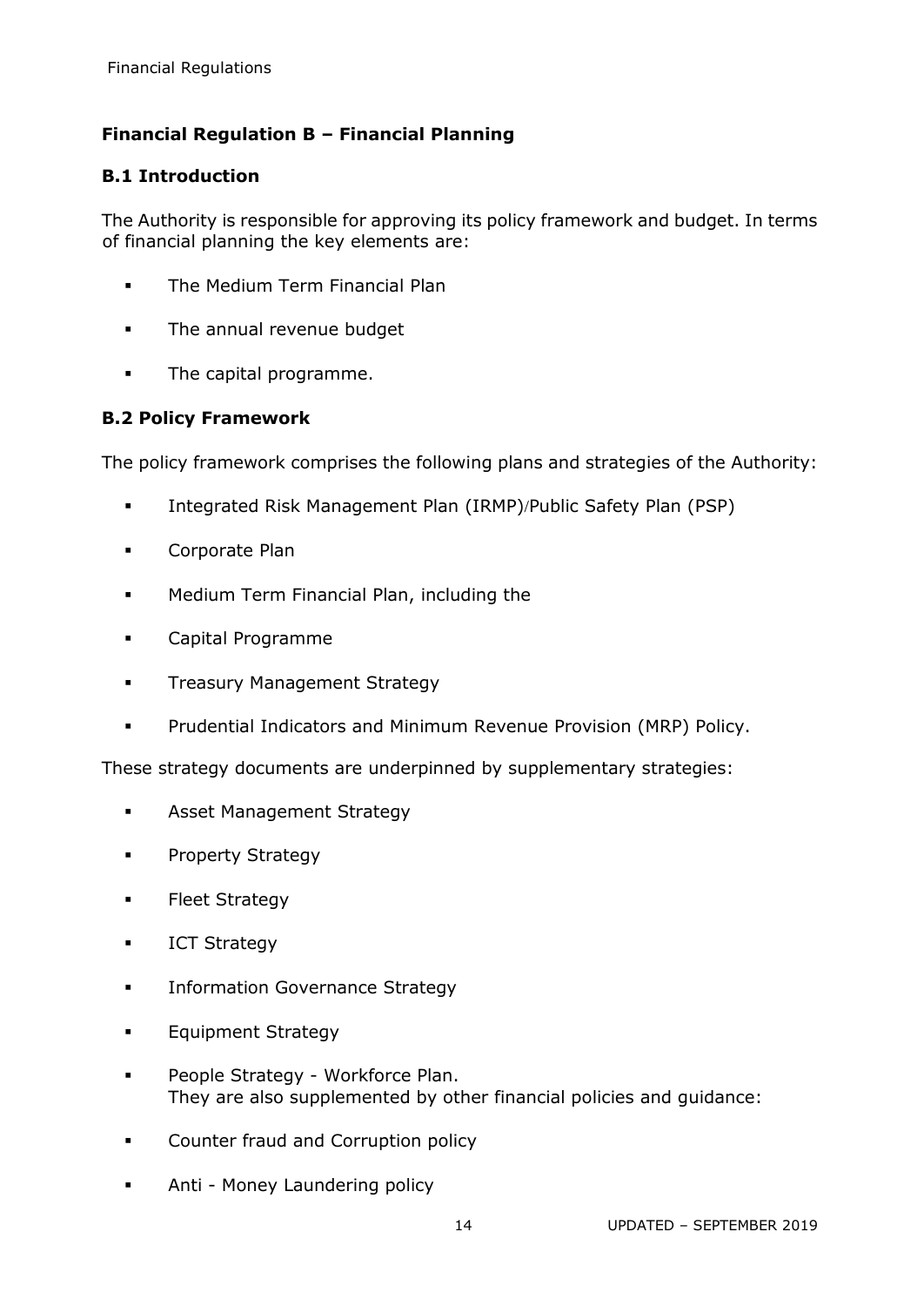## Financial Regulation B – Financial Planning

### B.1 Introduction

The Authority is responsible for approving its policy framework and budget. In terms of financial planning the key elements are:

- The Medium Term Financial Plan
- The annual revenue budget
- The capital programme.

### B.2 Policy Framework

The policy framework comprises the following plans and strategies of the Authority:

- Integrated Risk Management Plan (IRMP)/Public Safety Plan (PSP)
- Corporate Plan
- Medium Term Financial Plan, including the
- Capital Programme
- Treasury Management Strategy
- Prudential Indicators and Minimum Revenue Provision (MRP) Policy.

These strategy documents are underpinned by supplementary strategies:

- Asset Management Strategy
- Property Strategy
- Fleet Strategy
- ICT Strategy
- Information Governance Strategy
- Equipment Strategy
- People Strategy - Workforce Plan.

They are also supplemented by other financial policies and guidance:

- Counter fraud and Corruption policy
- Anti - Money Laundering policy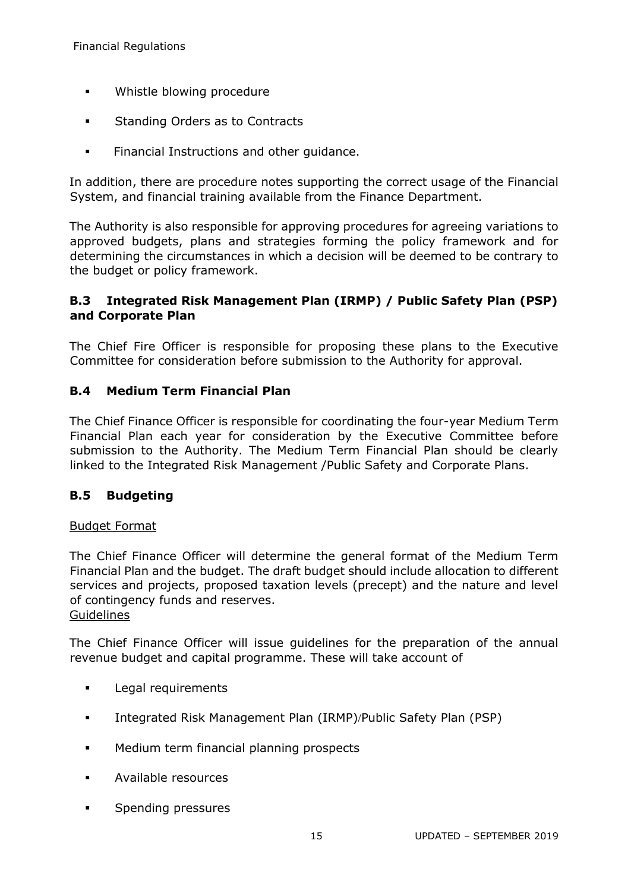- Whistle blowing procedure
- Standing Orders as to Contracts
- Financial Instructions and other guidance.

In addition, there are procedure notes supporting the correct usage of the Financial System, and financial training available from the Finance Department.

The Authority is also responsible for approving procedures for agreeing variations to approved budgets, plans and strategies forming the policy framework and for determining the circumstances in which a decision will be deemed to be contrary to the budget or policy framework.

### B.3 Integrated Risk Management Plan (IRMP) / Public Safety Plan (PSP) and Corporate Plan

The Chief Fire Officer is responsible for proposing these plans to the Executive Committee for consideration before submission to the Authority for approval.

### B.4 Medium Term Financial Plan

The Chief Finance Officer is responsible for coordinating the four-year Medium Term Financial Plan each year for consideration by the Executive Committee before submission to the Authority. The Medium Term Financial Plan should be clearly linked to the Integrated Risk Management /Public Safety and Corporate Plans.

### B.5 Budgeting

<u>Budget Format</u>

The Chief Finance Officer will determine the general format of the Medium Term Financial Plan and the budget. The draft budget should include allocation to different services and projects, proposed taxation levels (precept) and the nature and level of contingency funds and reserves.

<u>Guidelines</u>

The Chief Finance Officer will issue guidelines for the preparation of the annual revenue budget and capital programme. These will take account of

- Legal requirements
- Integrated Risk Management Plan (IRMP)/Public Safety Plan (PSP)
- Medium term financial planning prospects
- Available resources
- Spending pressures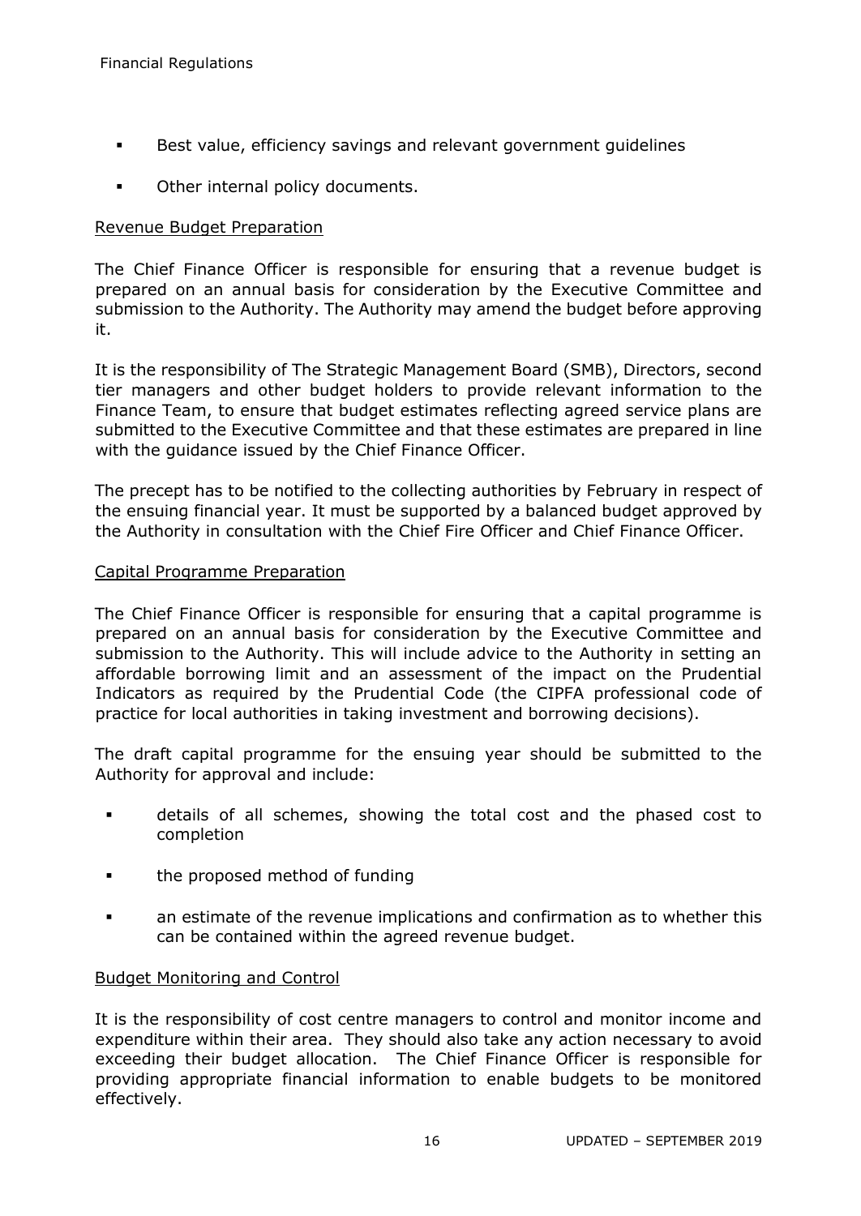- Best value, efficiency savings and relevant government guidelines
- Other internal policy documents.

### Revenue Budget Preparation

The Chief Finance Officer is responsible for ensuring that a revenue budget is prepared on an annual basis for consideration by the Executive Committee and submission to the Authority. The Authority may amend the budget before approving it.

It is the responsibility of The Strategic Management Board (SMB), Directors, second tier managers and other budget holders to provide relevant information to the Finance Team, to ensure that budget estimates reflecting agreed service plans are submitted to the Executive Committee and that these estimates are prepared in line with the guidance issued by the Chief Finance Officer.

The precept has to be notified to the collecting authorities by February in respect of the ensuing financial year. It must be supported by a balanced budget approved by the Authority in consultation with the Chief Fire Officer and Chief Finance Officer.

### Capital Programme Preparation

The Chief Finance Officer is responsible for ensuring that a capital programme is prepared on an annual basis for consideration by the Executive Committee and submission to the Authority. This will include advice to the Authority in setting an affordable borrowing limit and an assessment of the impact on the Prudential Indicators as required by the Prudential Code (the CIPFA professional code of practice for local authorities in taking investment and borrowing decisions).

The draft capital programme for the ensuing year should be submitted to the Authority for approval and include:

- details of all schemes, showing the total cost and the phased cost to completion
- the proposed method of funding
- an estimate of the revenue implications and confirmation as to whether this can be contained within the agreed revenue budget.

### Budget Monitoring and Control

It is the responsibility of cost centre managers to control and monitor income and expenditure within their area. They should also take any action necessary to avoid exceeding their budget allocation. The Chief Finance Officer is responsible for providing appropriate financial information to enable budgets to be monitored effectively.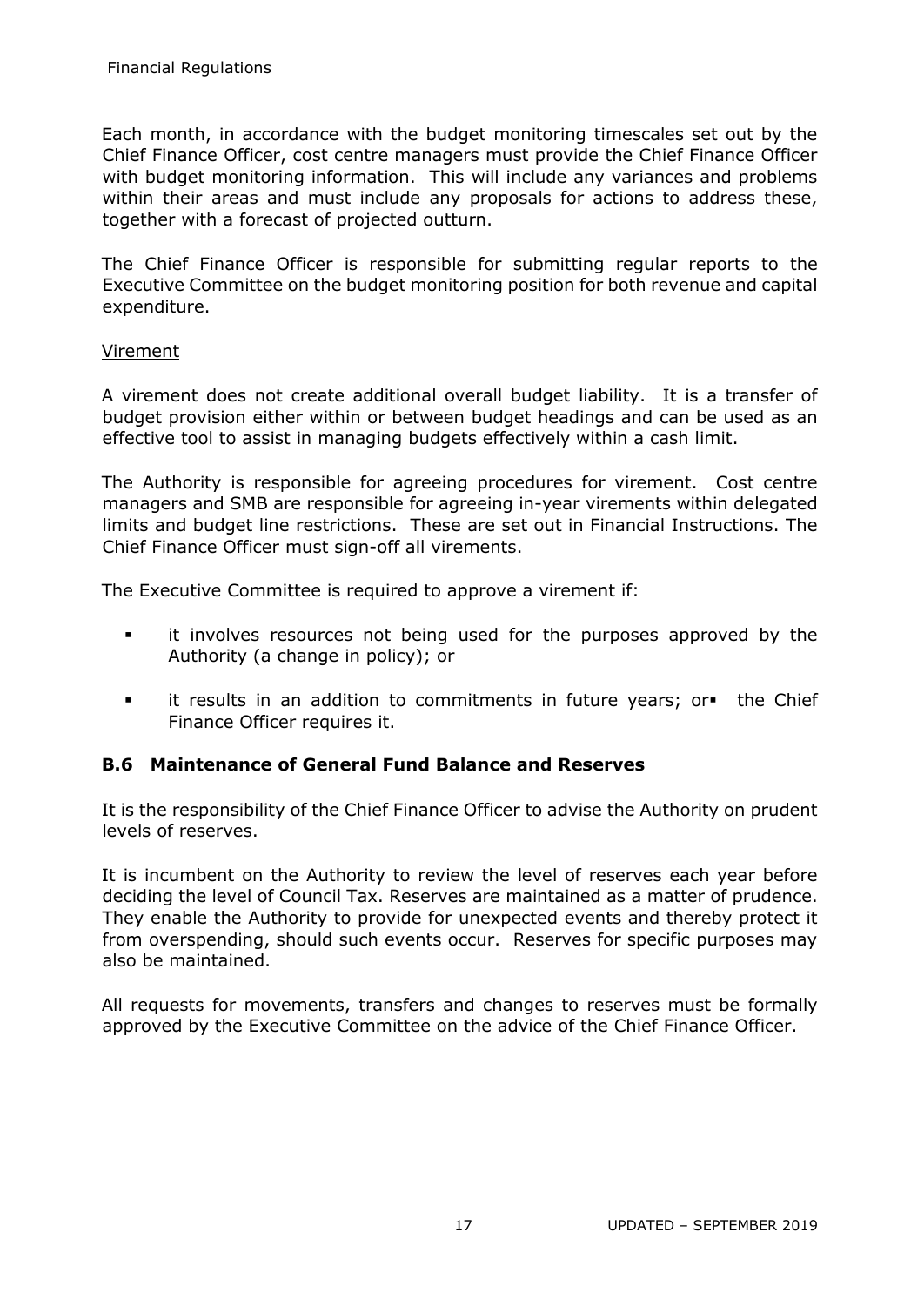Each month, in accordance with the budget monitoring timescales set out by the Chief Finance Officer, cost centre managers must provide the Chief Finance Officer with budget monitoring information. This will include any variances and problems within their areas and must include any proposals for actions to address these, together with a forecast of projected outturn.

The Chief Finance Officer is responsible for submitting regular reports to the Executive Committee on the budget monitoring position for both revenue and capital expenditure.

Virement

A virement does not create additional overall budget liability. It is a transfer of budget provision either within or between budget headings and can be used as an effective tool to assist in managing budgets effectively within a cash limit.

The Authority is responsible for agreeing procedures for virement. Cost centre managers and SMB are responsible for agreeing in-year virements within delegated limits and budget line restrictions. These are set out in Financial Instructions. The Chief Finance Officer must sign-off all virements.

The Executive Committee is required to approve a virement if:

- it involves resources not being used for the purposes approved by the Authority (a change in policy); or
- it results in an addition to commitments in future years; or
- the Chief Finance Officer requires it.

### B.6 Maintenance of General Fund Balance and Reserves

It is the responsibility of the Chief Finance Officer to advise the Authority on prudent levels of reserves.

It is incumbent on the Authority to review the level of reserves each year before deciding the level of Council Tax. Reserves are maintained as a matter of prudence. They enable the Authority to provide for unexpected events and thereby protect it from overspending, should such events occur. Reserves for specific purposes may also be maintained.

All requests for movements, transfers and changes to reserves must be formally approved by the Executive Committee on the advice of the Chief Finance Officer.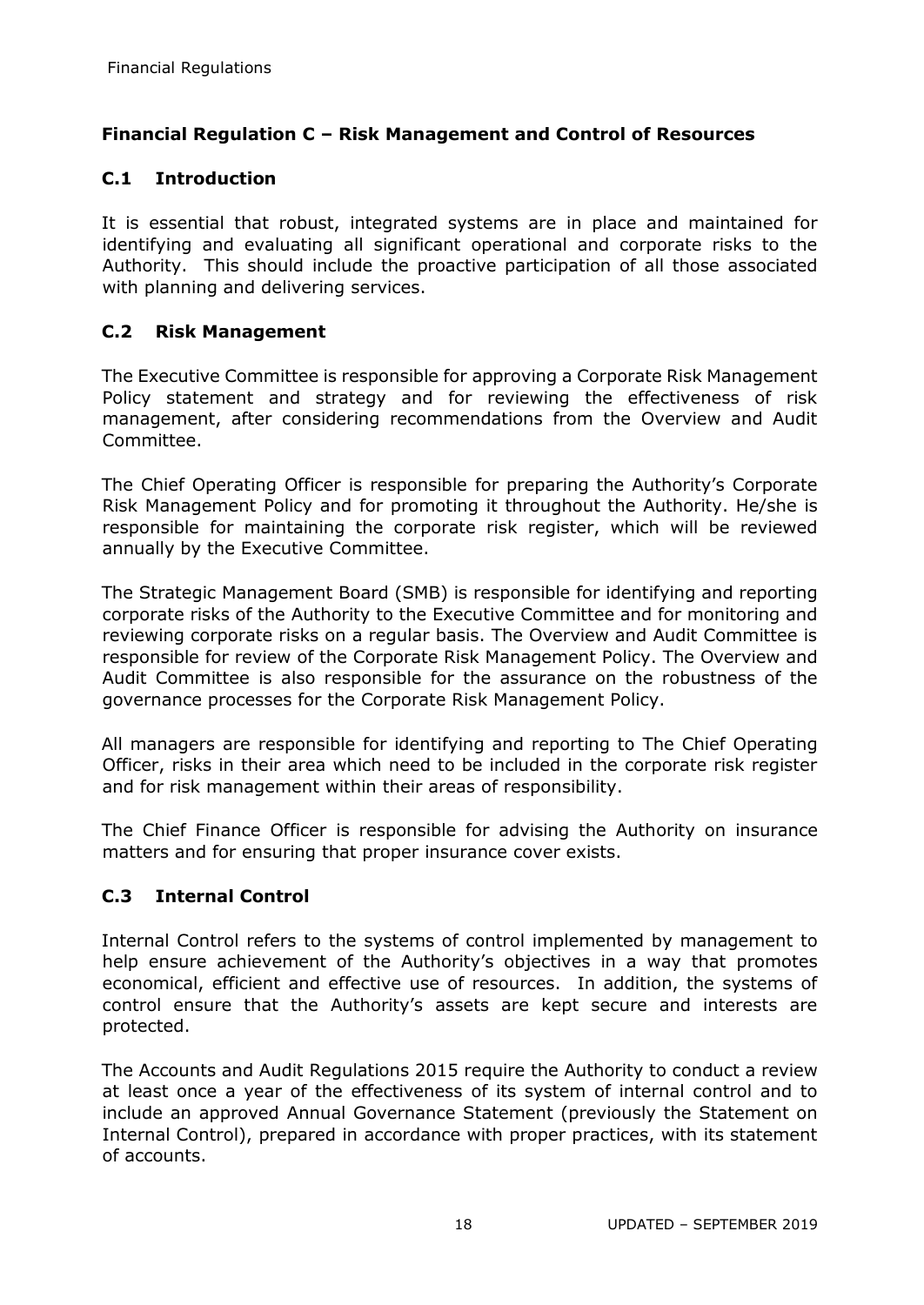## Financial Regulation C – Risk Management and Control of Resources

### C.1 Introduction

It is essential that robust, integrated systems are in place and maintained for identifying and evaluating all significant operational and corporate risks to the Authority. This should include the proactive participation of all those associated with planning and delivering services.

### C.2 Risk Management

The Executive Committee is responsible for approving a Corporate Risk Management Policy statement and strategy and for reviewing the effectiveness of risk management, after considering recommendations from the Overview and Audit Committee.

The Chief Operating Officer is responsible for preparing the Authority's Corporate Risk Management Policy and for promoting it throughout the Authority. He/she is responsible for maintaining the corporate risk register, which will be reviewed annually by the Executive Committee.

The Strategic Management Board (SMB) is responsible for identifying and reporting corporate risks of the Authority to the Executive Committee and for monitoring and reviewing corporate risks on a regular basis. The Overview and Audit Committee is responsible for review of the Corporate Risk Management Policy. The Overview and Audit Committee is also responsible for the assurance on the robustness of the governance processes for the Corporate Risk Management Policy.

All managers are responsible for identifying and reporting to The Chief Operating Officer, risks in their area which need to be included in the corporate risk register and for risk management within their areas of responsibility.

The Chief Finance Officer is responsible for advising the Authority on insurance matters and for ensuring that proper insurance cover exists.

### C.3 Internal Control

Internal Control refers to the systems of control implemented by management to help ensure achievement of the Authority's objectives in a way that promotes economical, efficient and effective use of resources. In addition, the systems of control ensure that the Authority's assets are kept secure and interests are protected.

The Accounts and Audit Regulations 2015 require the Authority to conduct a review at least once a year of the effectiveness of its system of internal control and to include an approved Annual Governance Statement (previously the Statement on Internal Control), prepared in accordance with proper practices, with its statement of accounts.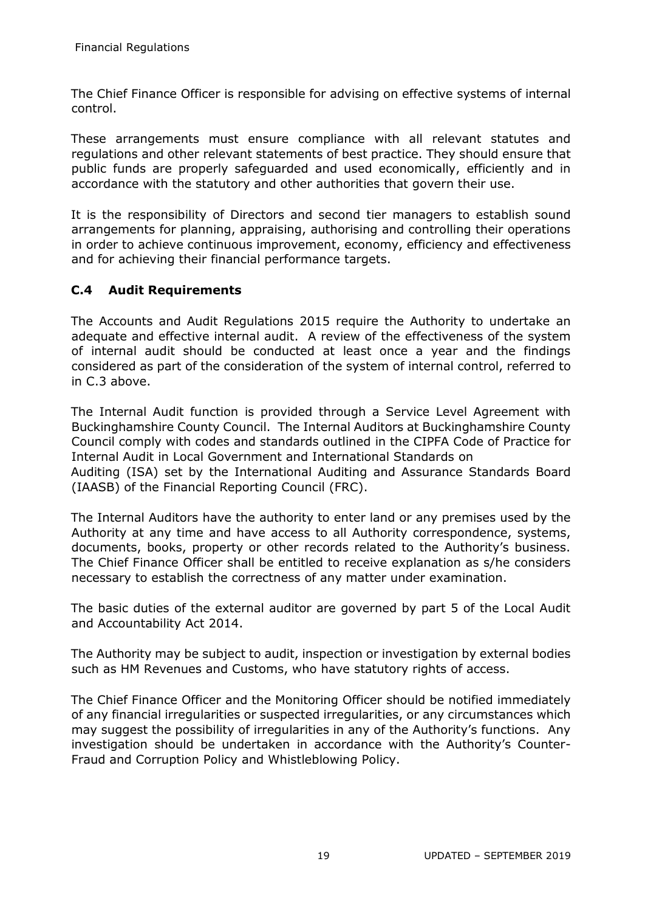The Chief Finance Officer is responsible for advising on effective systems of internal control.

These arrangements must ensure compliance with all relevant statutes and regulations and other relevant statements of best practice. They should ensure that public funds are properly safeguarded and used economically, efficiently and in accordance with the statutory and other authorities that govern their use.

It is the responsibility of Directors and second tier managers to establish sound arrangements for planning, appraising, authorising and controlling their operations in order to achieve continuous improvement, economy, efficiency and effectiveness and for achieving their financial performance targets.

### C.4 Audit Requirements

The Accounts and Audit Regulations 2015 require the Authority to undertake an adequate and effective internal audit. A review of the effectiveness of the system of internal audit should be conducted at least once a year and the findings considered as part of the consideration of the system of internal control, referred to in C.3 above.

The Internal Audit function is provided through a Service Level Agreement with Buckinghamshire County Council. The Internal Auditors at Buckinghamshire County Council comply with codes and standards outlined in the CIPFA Code of Practice for Internal Audit in Local Government and International Standards on Auditing (ISA) set by the International Auditing and Assurance Standards Board (IAASB) of the Financial Reporting Council (FRC).

The Internal Auditors have the authority to enter land or any premises used by the Authority at any time and have access to all Authority correspondence, systems, documents, books, property or other records related to the Authority's business. The Chief Finance Officer shall be entitled to receive explanation as s/he considers necessary to establish the correctness of any matter under examination.

The basic duties of the external auditor are governed by part 5 of the Local Audit and Accountability Act 2014.

The Authority may be subject to audit, inspection or investigation by external bodies such as HM Revenues and Customs, who have statutory rights of access.

The Chief Finance Officer and the Monitoring Officer should be notified immediately of any financial irregularities or suspected irregularities, or any circumstances which may suggest the possibility of irregularities in any of the Authority's functions. Any investigation should be undertaken in accordance with the Authority's Counter-Fraud and Corruption Policy and Whistleblowing Policy.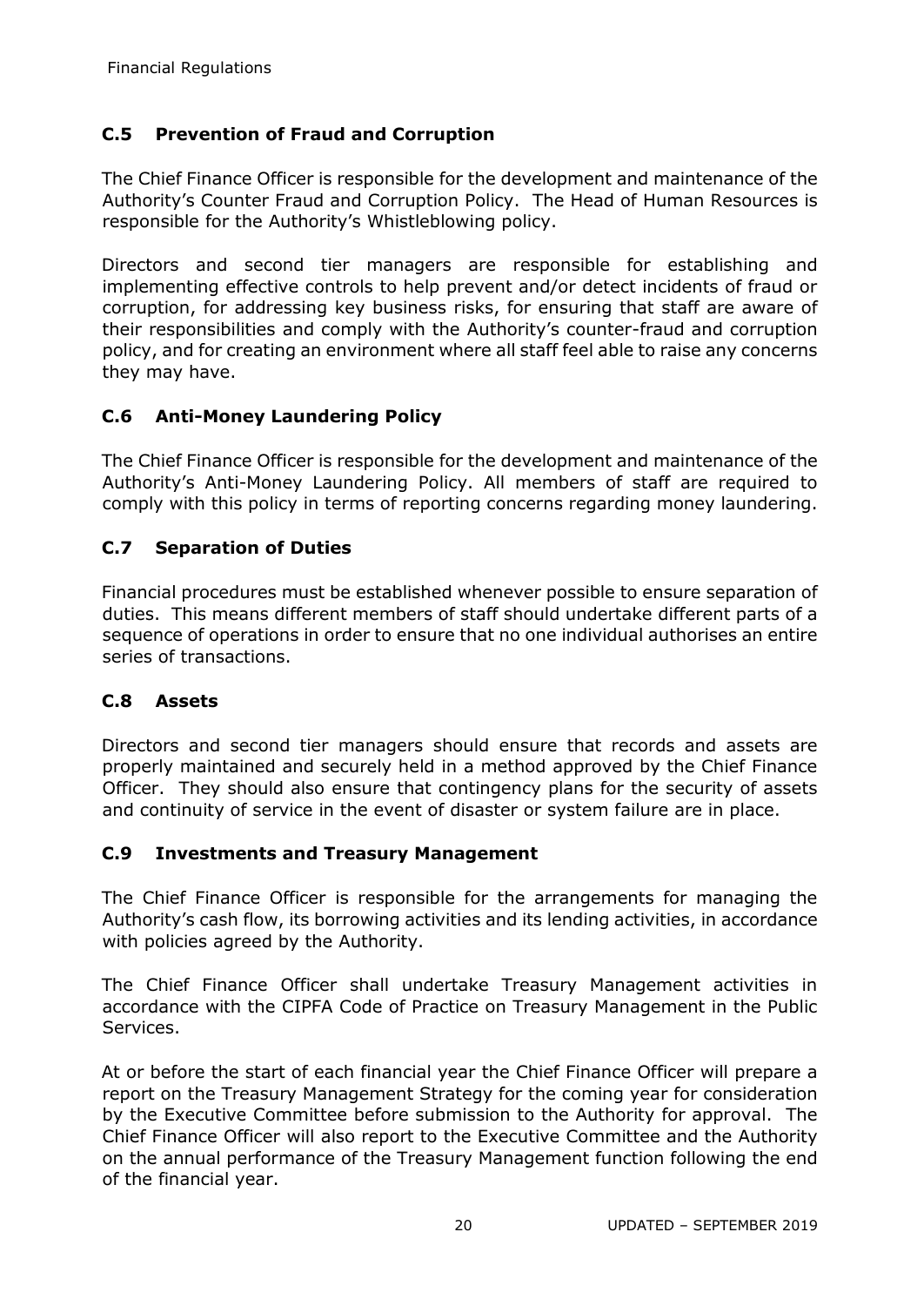### C.5 Prevention of Fraud and Corruption

The Chief Finance Officer is responsible for the development and maintenance of the Authority's Counter Fraud and Corruption Policy. The Head of Human Resources is responsible for the Authority's Whistleblowing policy.

Directors and second tier managers are responsible for establishing and implementing effective controls to help prevent and/or detect incidents of fraud or corruption, for addressing key business risks, for ensuring that staff are aware of their responsibilities and comply with the Authority's counter-fraud and corruption policy, and for creating an environment where all staff feel able to raise any concerns they may have.

### C.6 Anti-Money Laundering Policy

The Chief Finance Officer is responsible for the development and maintenance of the Authority's Anti-Money Laundering Policy. All members of staff are required to comply with this policy in terms of reporting concerns regarding money laundering.

### C.7 Separation of Duties

Financial procedures must be established whenever possible to ensure separation of duties. This means different members of staff should undertake different parts of a sequence of operations in order to ensure that no one individual authorises an entire series of transactions.

### C.8 Assets

Directors and second tier managers should ensure that records and assets are properly maintained and securely held in a method approved by the Chief Finance Officer. They should also ensure that contingency plans for the security of assets and continuity of service in the event of disaster or system failure are in place.

### C.9 Investments and Treasury Management

The Chief Finance Officer is responsible for the arrangements for managing the Authority's cash flow, its borrowing activities and its lending activities, in accordance with policies agreed by the Authority.

The Chief Finance Officer shall undertake Treasury Management activities in accordance with the CIPFA Code of Practice on Treasury Management in the Public Services.

At or before the start of each financial year the Chief Finance Officer will prepare a report on the Treasury Management Strategy for the coming year for consideration by the Executive Committee before submission to the Authority for approval. The Chief Finance Officer will also report to the Executive Committee and the Authority on the annual performance of the Treasury Management function following the end of the financial year.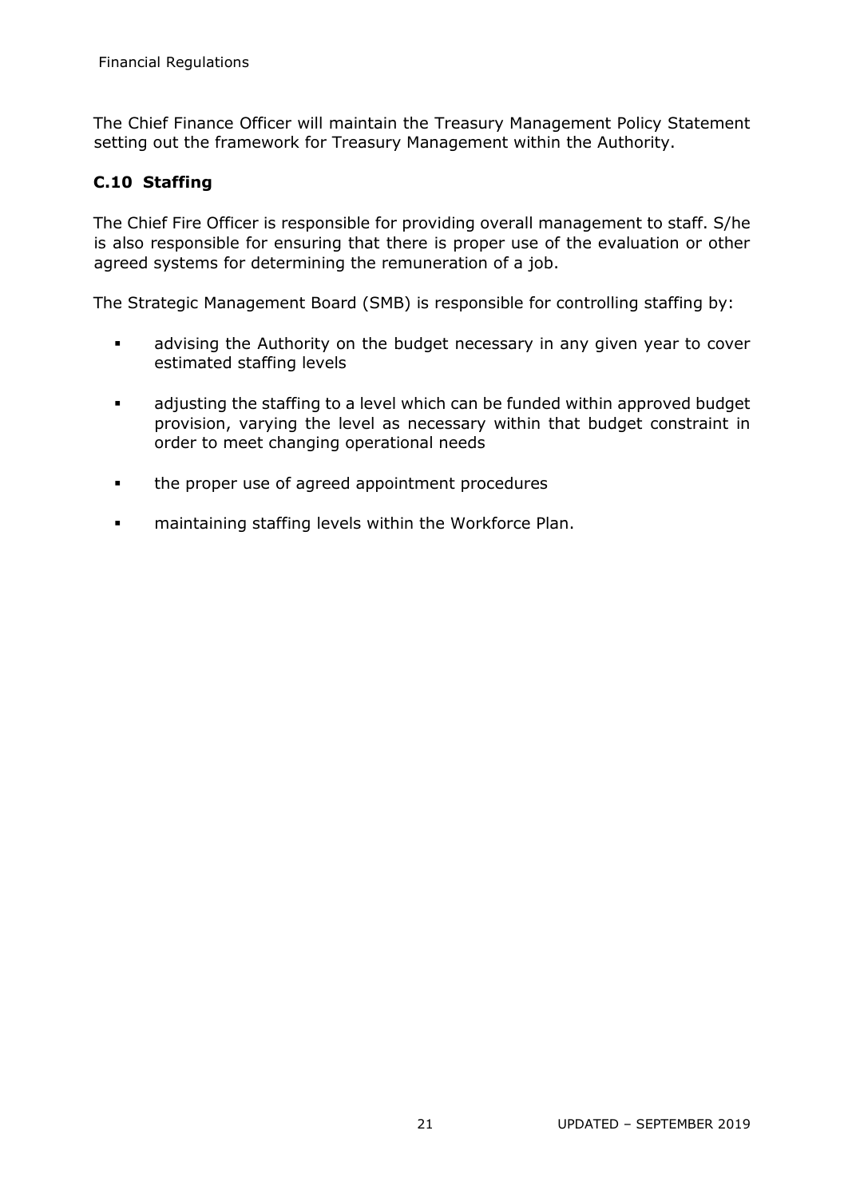The Chief Finance Officer will maintain the Treasury Management Policy Statement setting out the framework for Treasury Management within the Authority.

### C.10 Staffing

The Chief Fire Officer is responsible for providing overall management to staff. S/he is also responsible for ensuring that there is proper use of the evaluation or other agreed systems for determining the remuneration of a job.

The Strategic Management Board (SMB) is responsible for controlling staffing by:

- advising the Authority on the budget necessary in any given year to cover estimated staffing levels
- adjusting the staffing to a level which can be funded within approved budget provision, varying the level as necessary within that budget constraint in order to meet changing operational needs
- the proper use of agreed appointment procedures
- maintaining staffing levels within the Workforce Plan.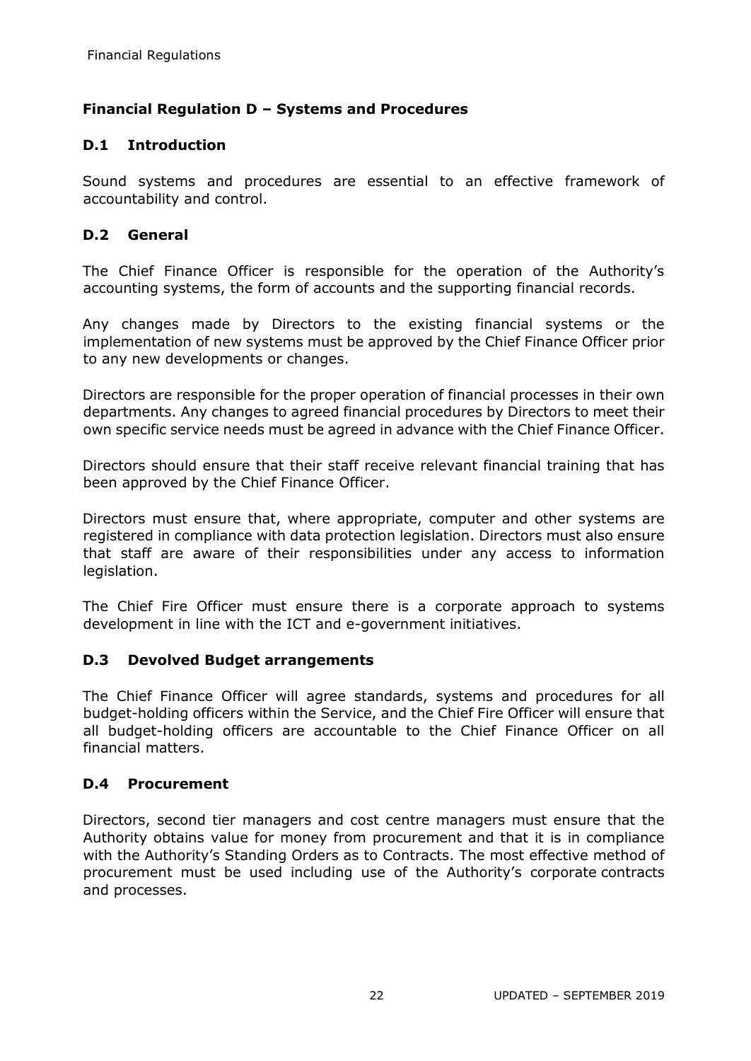## Financial Regulation D – Systems and Procedures

### D.1 Introduction

Sound systems and procedures are essential to an effective framework of accountability and control.

### D.2 General

The Chief Finance Officer is responsible for the operation of the Authority's accounting systems, the form of accounts and the supporting financial records.

Any changes made by Directors to the existing financial systems or the implementation of new systems must be approved by the Chief Finance Officer prior to any new developments or changes.

Directors are responsible for the proper operation of financial processes in their own departments. Any changes to agreed financial procedures by Directors to meet their own specific service needs must be agreed in advance with the Chief Finance Officer.

Directors should ensure that their staff receive relevant financial training that has been approved by the Chief Finance Officer.

Directors must ensure that, where appropriate, computer and other systems are registered in compliance with data protection legislation. Directors must also ensure that staff are aware of their responsibilities under any access to information legislation.

The Chief Fire Officer must ensure there is a corporate approach to systems development in line with the ICT and e-government initiatives.

### D.3 Devolved Budget arrangements

The Chief Finance Officer will agree standards, systems and procedures for all budget-holding officers within the Service, and the Chief Fire Officer will ensure that all budget-holding officers are accountable to the Chief Finance Officer on all financial matters.

### D.4 Procurement

Directors, second tier managers and cost centre managers must ensure that the Authority obtains value for money from procurement and that it is in compliance with the Authority's Standing Orders as to Contracts. The most effective method of procurement must be used including use of the Authority's corporate contracts and processes.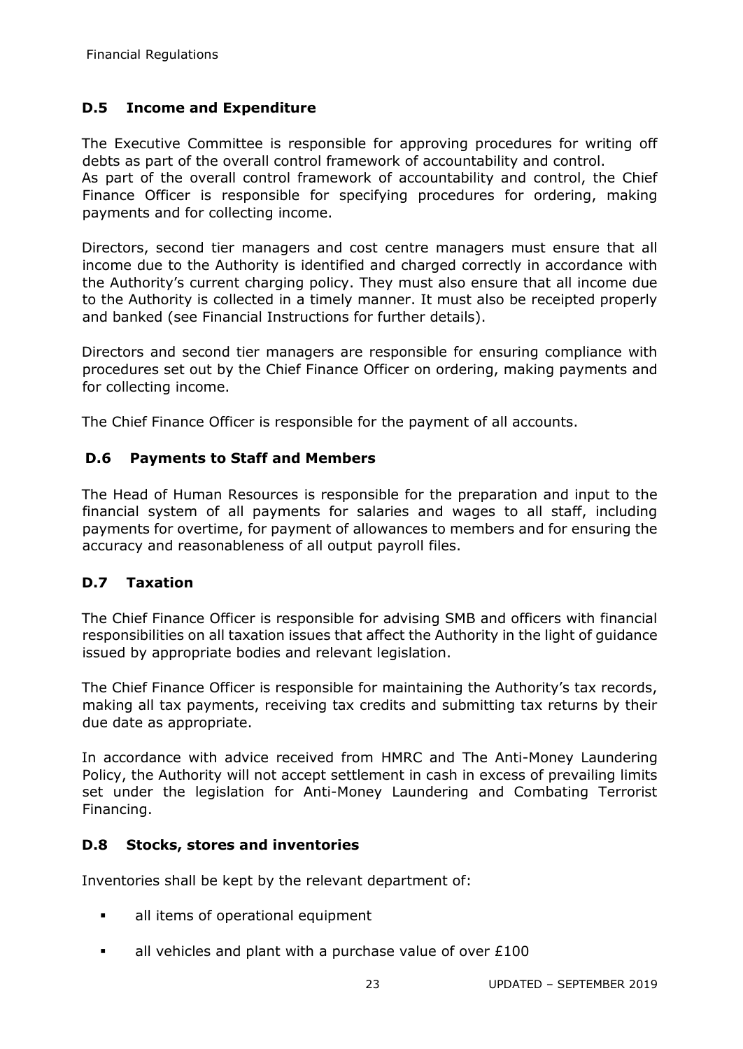## D.5 Income and Expenditure

The Executive Committee is responsible for approving procedures for writing off debts as part of the overall control framework of accountability and control. As part of the overall control framework of accountability and control, the Chief Finance Officer is responsible for specifying procedures for ordering, making payments and for collecting income.

Directors, second tier managers and cost centre managers must ensure that all income due to the Authority is identified and charged correctly in accordance with the Authority's current charging policy. They must also ensure that all income due to the Authority is collected in a timely manner. It must also be receipted properly and banked (see Financial Instructions for further details).

Directors and second tier managers are responsible for ensuring compliance with procedures set out by the Chief Finance Officer on ordering, making payments and for collecting income.

The Chief Finance Officer is responsible for the payment of all accounts.

## D.6 Payments to Staff and Members

The Head of Human Resources is responsible for the preparation and input to the financial system of all payments for salaries and wages to all staff, including payments for overtime, for payment of allowances to members and for ensuring the accuracy and reasonableness of all output payroll files.

## D.7 Taxation

The Chief Finance Officer is responsible for advising SMB and officers with financial responsibilities on all taxation issues that affect the Authority in the light of guidance issued by appropriate bodies and relevant legislation.

The Chief Finance Officer is responsible for maintaining the Authority's tax records, making all tax payments, receiving tax credits and submitting tax returns by their due date as appropriate.

In accordance with advice received from HMRC and The Anti-Money Laundering Policy, the Authority will not accept settlement in cash in excess of prevailing limits set under the legislation for Anti-Money Laundering and Combating Terrorist Financing.

## D.8 Stocks, stores and inventories

Inventories shall be kept by the relevant department of:

- all items of operational equipment
- all vehicles and plant with a purchase value of over £100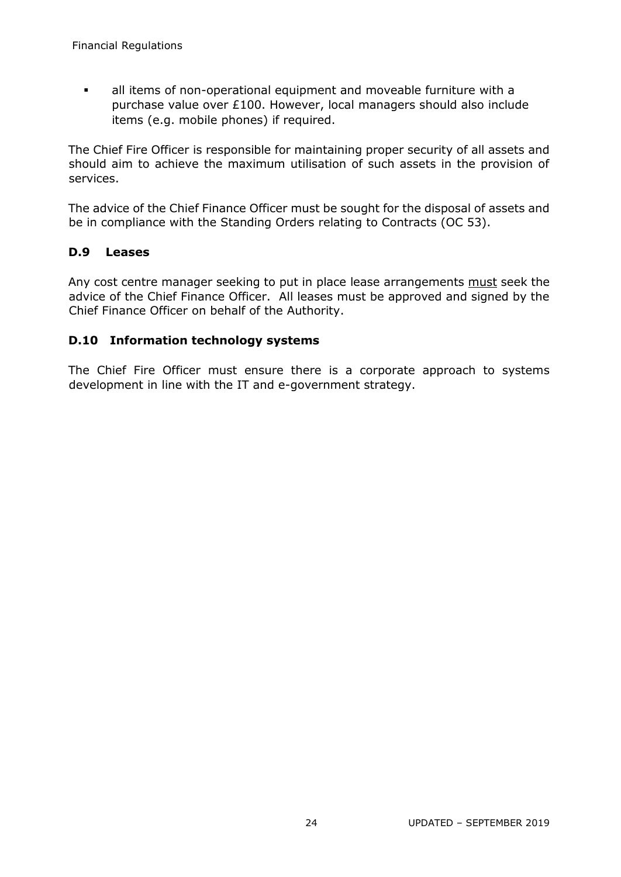- all items of non-operational equipment and moveable furniture with a purchase value over £100. However, local managers should also include items (e.g. mobile phones) if required.

The Chief Fire Officer is responsible for maintaining proper security of all assets and should aim to achieve the maximum utilisation of such assets in the provision of services.

The advice of the Chief Finance Officer must be sought for the disposal of assets and be in compliance with the Standing Orders relating to Contracts (OC 53).

### D.9 Leases

Any cost centre manager seeking to put in place lease arrangements <u>must</u> seek the advice of the Chief Finance Officer. All leases must be approved and signed by the Chief Finance Officer on behalf of the Authority.

### D.10 Information technology systems

The Chief Fire Officer must ensure there is a corporate approach to systems development in line with the IT and e-government strategy.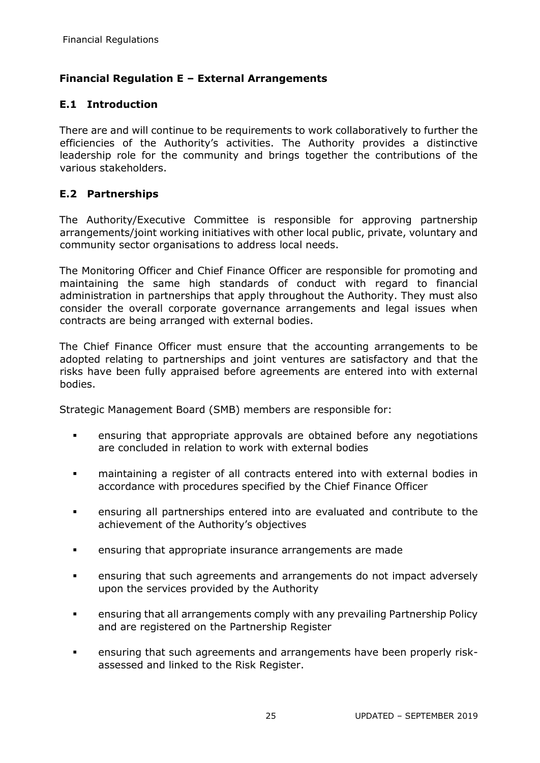## Financial Regulation E – External Arrangements

### E.1 Introduction

There are and will continue to be requirements to work collaboratively to further the efficiencies of the Authority's activities. The Authority provides a distinctive leadership role for the community and brings together the contributions of the various stakeholders.

### E.2 Partnerships

The Authority/Executive Committee is responsible for approving partnership arrangements/joint working initiatives with other local public, private, voluntary and community sector organisations to address local needs.

The Monitoring Officer and Chief Finance Officer are responsible for promoting and maintaining the same high standards of conduct with regard to financial administration in partnerships that apply throughout the Authority. They must also consider the overall corporate governance arrangements and legal issues when contracts are being arranged with external bodies.

The Chief Finance Officer must ensure that the accounting arrangements to be adopted relating to partnerships and joint ventures are satisfactory and that the risks have been fully appraised before agreements are entered into with external bodies.

Strategic Management Board (SMB) members are responsible for:

- ensuring that appropriate approvals are obtained before any negotiations are concluded in relation to work with external bodies
- maintaining a register of all contracts entered into with external bodies in accordance with procedures specified by the Chief Finance Officer
- ensuring all partnerships entered into are evaluated and contribute to the achievement of the Authority's objectives
- ensuring that appropriate insurance arrangements are made
- ensuring that such agreements and arrangements do not impact adversely upon the services provided by the Authority
- ensuring that all arrangements comply with any prevailing Partnership Policy and are registered on the Partnership Register
- ensuring that such agreements and arrangements have been properly risk-assessed and linked to the Risk Register.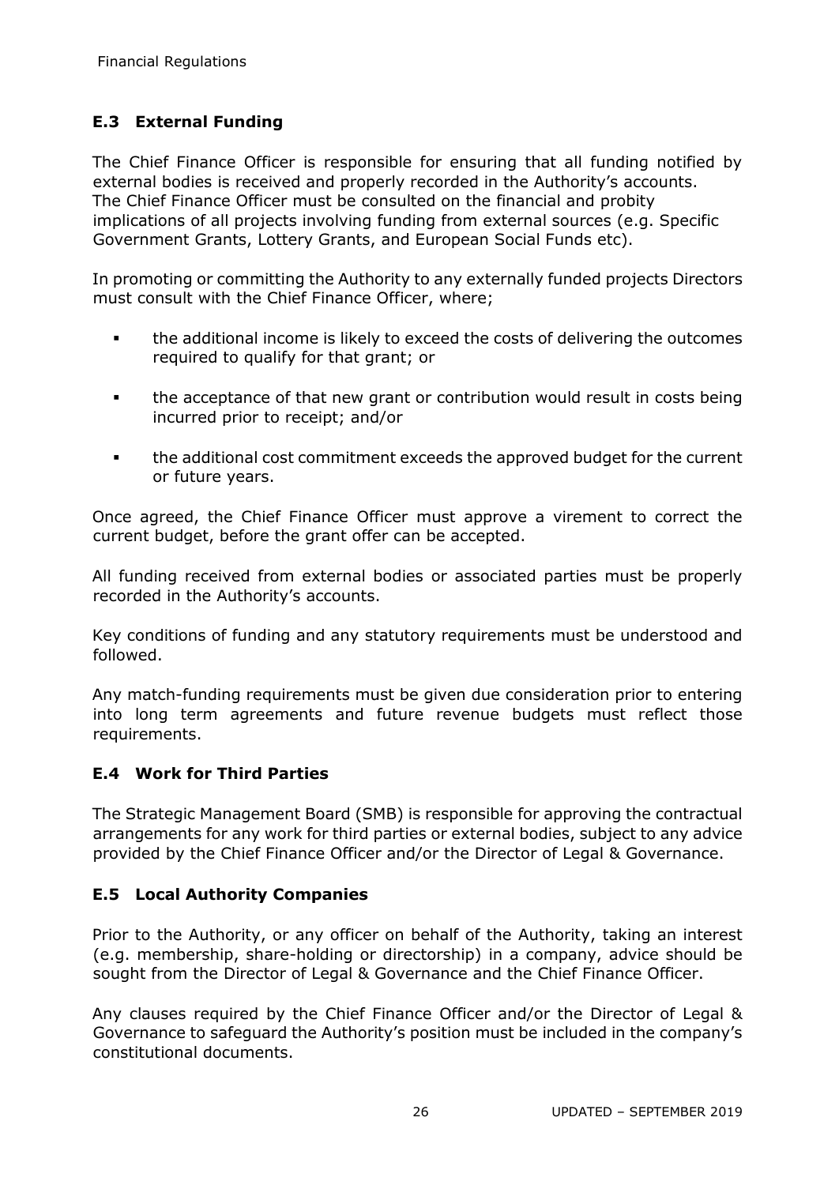## E.3 External Funding

The Chief Finance Officer is responsible for ensuring that all funding notified by external bodies is received and properly recorded in the Authority's accounts. The Chief Finance Officer must be consulted on the financial and probity implications of all projects involving funding from external sources (e.g. Specific Government Grants, Lottery Grants, and European Social Funds etc).

In promoting or committing the Authority to any externally funded projects Directors must consult with the Chief Finance Officer, where;

- the additional income is likely to exceed the costs of delivering the outcomes required to qualify for that grant; or
- the acceptance of that new grant or contribution would result in costs being incurred prior to receipt; and/or
- the additional cost commitment exceeds the approved budget for the current or future years.

Once agreed, the Chief Finance Officer must approve a virement to correct the current budget, before the grant offer can be accepted.

All funding received from external bodies or associated parties must be properly recorded in the Authority's accounts.

Key conditions of funding and any statutory requirements must be understood and followed.

Any match-funding requirements must be given due consideration prior to entering into long term agreements and future revenue budgets must reflect those requirements.

## E.4 Work for Third Parties

The Strategic Management Board (SMB) is responsible for approving the contractual arrangements for any work for third parties or external bodies, subject to any advice provided by the Chief Finance Officer and/or the Director of Legal & Governance.

## E.5 Local Authority Companies

Prior to the Authority, or any officer on behalf of the Authority, taking an interest (e.g. membership, share-holding or directorship) in a company, advice should be sought from the Director of Legal & Governance and the Chief Finance Officer.

Any clauses required by the Chief Finance Officer and/or the Director of Legal & Governance to safeguard the Authority's position must be included in the company's constitutional documents.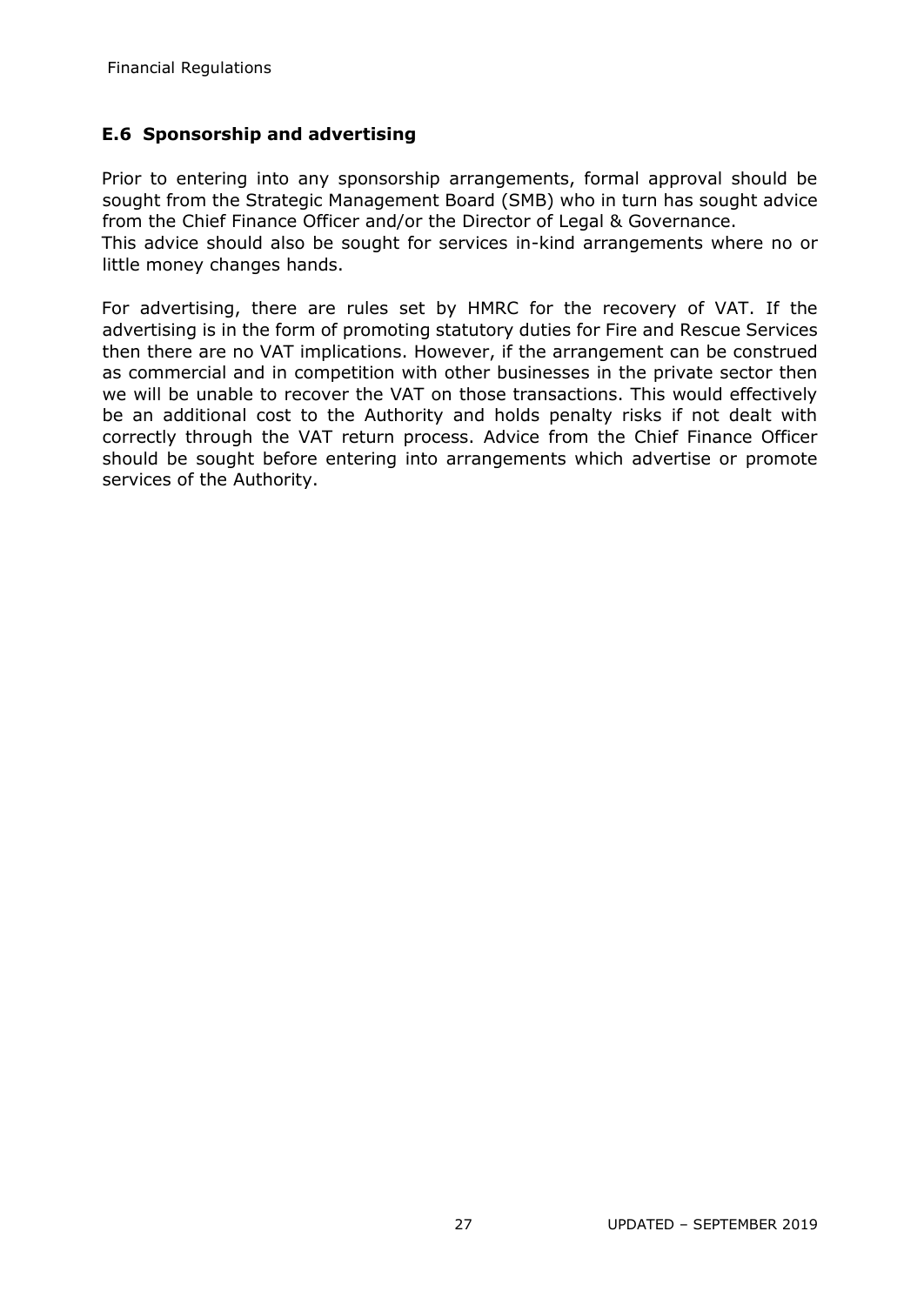## E.6 Sponsorship and advertising

Prior to entering into any sponsorship arrangements, formal approval should be sought from the Strategic Management Board (SMB) who in turn has sought advice from the Chief Finance Officer and/or the Director of Legal & Governance.
This advice should also be sought for services in-kind arrangements where no or little money changes hands.

For advertising, there are rules set by HMRC for the recovery of VAT. If the advertising is in the form of promoting statutory duties for Fire and Rescue Services then there are no VAT implications. However, if the arrangement can be construed as commercial and in competition with other businesses in the private sector then we will be unable to recover the VAT on those transactions. This would effectively be an additional cost to the Authority and holds penalty risks if not dealt with correctly through the VAT return process. Advice from the Chief Finance Officer should be sought before entering into arrangements which advertise or promote services of the Authority.